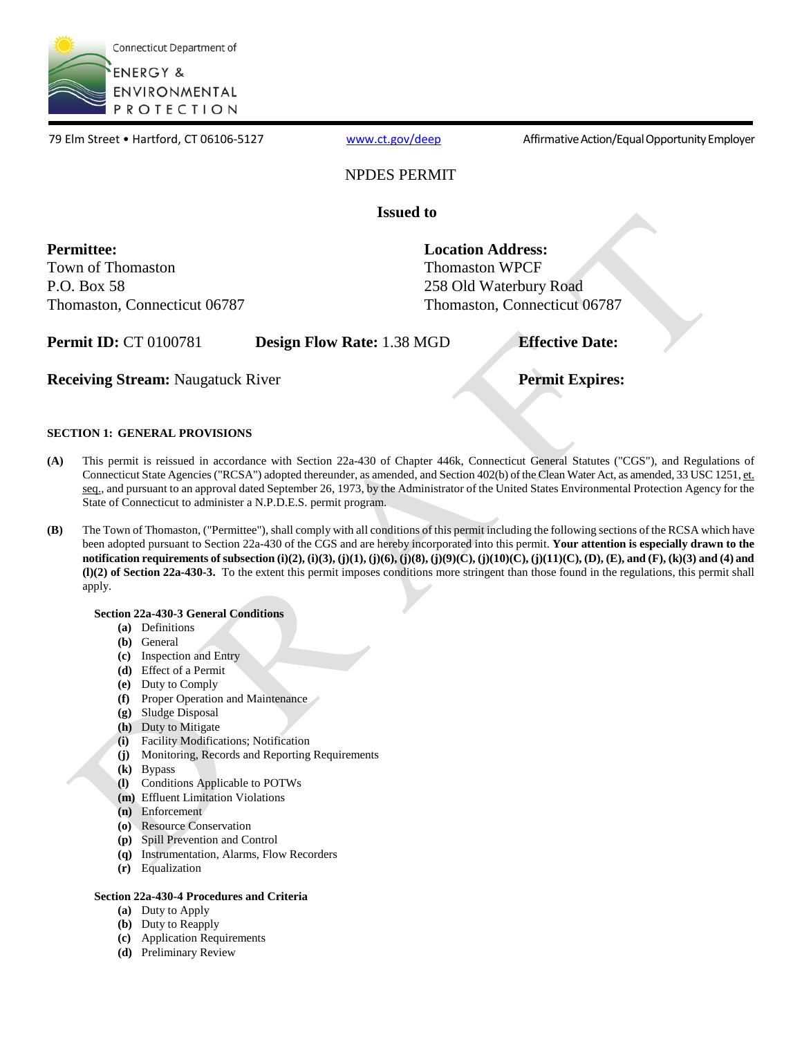Connecticut Department of

ENERGY & ENVIRONMENTAL PROTECTION

79 Elm Street • Hartford, CT 06106-5127 | www.ct.gov/deep | Affirmative Action/Equal Opportunity Employer

# NPDES PERMIT

**Issued to**

**Permittee:**
Town of Thomaston
P.O. Box 58
Thomaston, Connecticut 06787

**Location Address:**
Thomaston WPCF
258 Old Waterbury Road
Thomaston, Connecticut 06787

**Permit ID:** CT 0100781 **Design Flow Rate:** 1.38 MGD **Effective Date:**

**Receiving Stream:** Naugatuck River **Permit Expires:**

## SECTION 1: GENERAL PROVISIONS

**(A)** This permit is reissued in accordance with Section 22a-430 of Chapter 446k, Connecticut General Statutes ("CGS"), and Regulations of Connecticut State Agencies ("RCSA") adopted thereunder, as amended, and Section 402(b) of the Clean Water Act, as amended, 33 USC 1251, et. seq., and pursuant to an approval dated September 26, 1973, by the Administrator of the United States Environmental Protection Agency for the State of Connecticut to administer a N.P.D.E.S. permit program.

**(B)** The Town of Thomaston, ("Permittee"), shall comply with all conditions of this permit including the following sections of the RCSA which have been adopted pursuant to Section 22a-430 of the CGS and are hereby incorporated into this permit. **Your attention is especially drawn to the notification requirements of subsection (i)(2), (i)(3), (j)(1), (j)(6), (j)(8), (j)(9)(C), (j)(10)(C), (j)(11)(C), (D), (E), and (F), (k)(3) and (4) and (l)(2) of Section 22a-430-3.** To the extent this permit imposes conditions more stringent than those found in the regulations, this permit shall apply.

**Section 22a-430-3 General Conditions**

- **(a)** Definitions
- **(b)** General
- **(c)** Inspection and Entry
- **(d)** Effect of a Permit
- **(e)** Duty to Comply
- **(f)** Proper Operation and Maintenance
- **(g)** Sludge Disposal
- **(h)** Duty to Mitigate
- **(i)** Facility Modifications; Notification
- **(j)** Monitoring, Records and Reporting Requirements
- **(k)** Bypass
- **(l)** Conditions Applicable to POTWs
- **(m)** Effluent Limitation Violations
- **(n)** Enforcement
- **(o)** Resource Conservation
- **(p)** Spill Prevention and Control
- **(q)** Instrumentation, Alarms, Flow Recorders
- **(r)** Equalization

**Section 22a-430-4 Procedures and Criteria**

- **(a)** Duty to Apply
- **(b)** Duty to Reapply
- **(c)** Application Requirements
- **(d)** Preliminary Review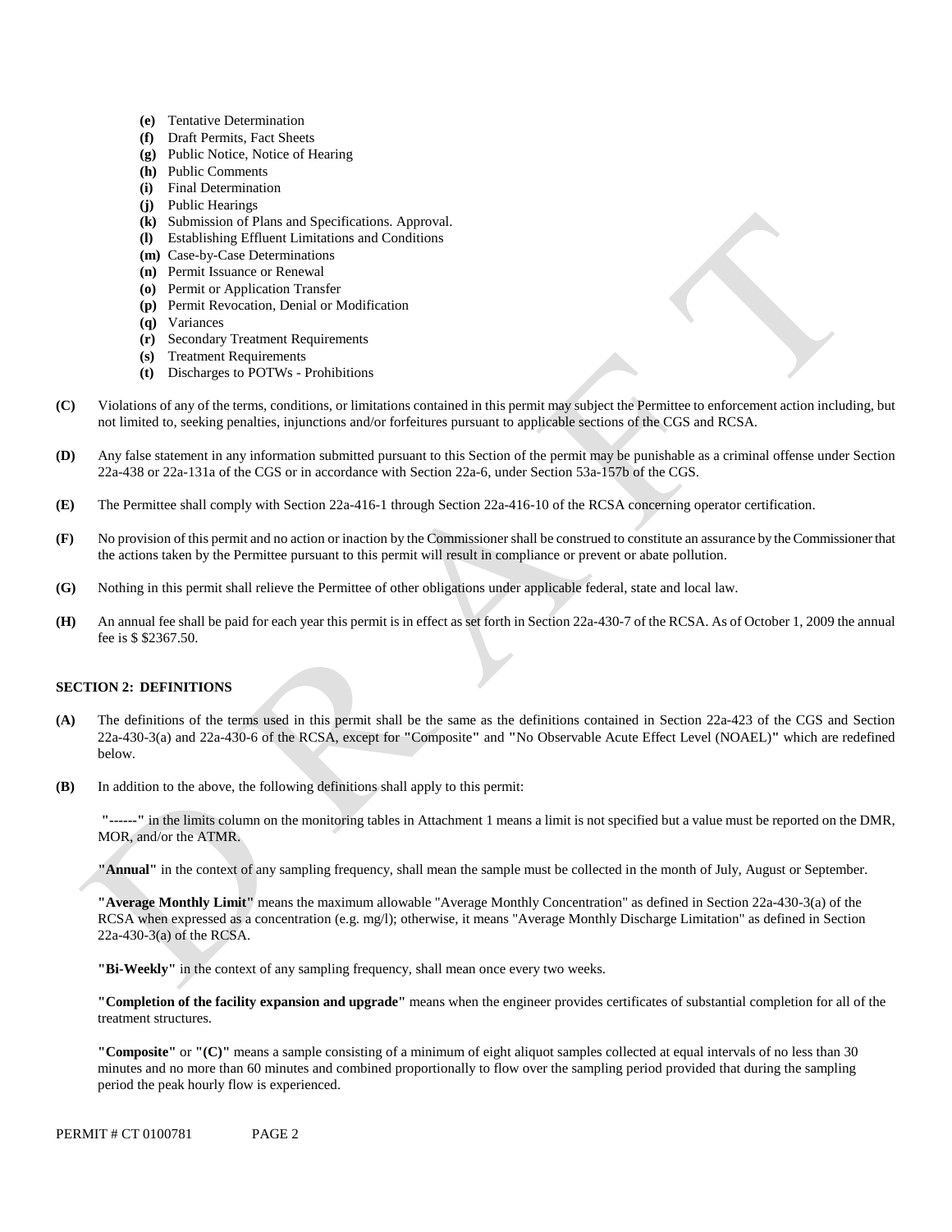- **(e)** Tentative Determination
- **(f)** Draft Permits, Fact Sheets
- **(g)** Public Notice, Notice of Hearing
- **(h)** Public Comments
- **(i)** Final Determination
- **(j)** Public Hearings
- **(k)** Submission of Plans and Specifications. Approval.
- **(l)** Establishing Effluent Limitations and Conditions
- **(m)** Case-by-Case Determinations
- **(n)** Permit Issuance or Renewal
- **(o)** Permit or Application Transfer
- **(p)** Permit Revocation, Denial or Modification
- **(q)** Variances
- **(r)** Secondary Treatment Requirements
- **(s)** Treatment Requirements
- **(t)** Discharges to POTWs - Prohibitions

**(C)** Violations of any of the terms, conditions, or limitations contained in this permit may subject the Permittee to enforcement action including, but not limited to, seeking penalties, injunctions and/or forfeitures pursuant to applicable sections of the CGS and RCSA.

**(D)** Any false statement in any information submitted pursuant to this Section of the permit may be punishable as a criminal offense under Section 22a-438 or 22a-131a of the CGS or in accordance with Section 22a-6, under Section 53a-157b of the CGS.

**(E)** The Permittee shall comply with Section 22a-416-1 through Section 22a-416-10 of the RCSA concerning operator certification.

**(F)** No provision of this permit and no action or inaction by the Commissioner shall be construed to constitute an assurance by the Commissioner that the actions taken by the Permittee pursuant to this permit will result in compliance or prevent or abate pollution.

**(G)** Nothing in this permit shall relieve the Permittee of other obligations under applicable federal, state and local law.

**(H)** An annual fee shall be paid for each year this permit is in effect as set forth in Section 22a-430-7 of the RCSA. As of October 1, 2009 the annual fee is $ $2367.50.

## SECTION 2: DEFINITIONS

**(A)** The definitions of the terms used in this permit shall be the same as the definitions contained in Section 22a-423 of the CGS and Section 22a-430-3(a) and 22a-430-6 of the RCSA, except for **"**Composite**"** and **"**No Observable Acute Effect Level (NOAEL)**"** which are redefined below.

**(B)** In addition to the above, the following definitions shall apply to this permit:

**"------"** in the limits column on the monitoring tables in Attachment 1 means a limit is not specified but a value must be reported on the DMR, MOR, and/or the ATMR.

**"Annual"** in the context of any sampling frequency, shall mean the sample must be collected in the month of July, August or September.

**"Average Monthly Limit"** means the maximum allowable "Average Monthly Concentration" as defined in Section 22a-430-3(a) of the RCSA when expressed as a concentration (e.g. mg/l); otherwise, it means "Average Monthly Discharge Limitation" as defined in Section 22a-430-3(a) of the RCSA.

**"Bi-Weekly"** in the context of any sampling frequency, shall mean once every two weeks.

**"Completion of the facility expansion and upgrade"** means when the engineer provides certificates of substantial completion for all of the treatment structures.

**"Composite"** or **"(C)"** means a sample consisting of a minimum of eight aliquot samples collected at equal intervals of no less than 30 minutes and no more than 60 minutes and combined proportionally to flow over the sampling period provided that during the sampling period the peak hourly flow is experienced.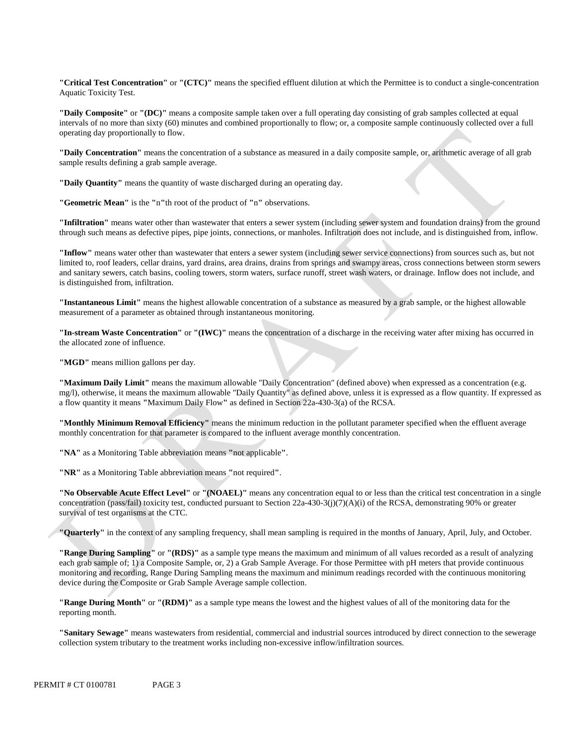**"Critical Test Concentration"** or **"(CTC)"** means the specified effluent dilution at which the Permittee is to conduct a single-concentration Aquatic Toxicity Test.

**"Daily Composite"** or **"(DC)"** means a composite sample taken over a full operating day consisting of grab samples collected at equal intervals of no more than sixty (60) minutes and combined proportionally to flow; or, a composite sample continuously collected over a full operating day proportionally to flow.

**"Daily Concentration"** means the concentration of a substance as measured in a daily composite sample, or, arithmetic average of all grab sample results defining a grab sample average.

**"Daily Quantity"** means the quantity of waste discharged during an operating day.

**"Geometric Mean"** is the **"n"**th root of the product of **"n"** observations.

**"Infiltration"** means water other than wastewater that enters a sewer system (including sewer system and foundation drains) from the ground through such means as defective pipes, pipe joints, connections, or manholes. Infiltration does not include, and is distinguished from, inflow.

**"Inflow"** means water other than wastewater that enters a sewer system (including sewer service connections) from sources such as, but not limited to, roof leaders, cellar drains, yard drains, area drains, drains from springs and swampy areas, cross connections between storm sewers and sanitary sewers, catch basins, cooling towers, storm waters, surface runoff, street wash waters, or drainage. Inflow does not include, and is distinguished from, infiltration.

**"Instantaneous Limit"** means the highest allowable concentration of a substance as measured by a grab sample, or the highest allowable measurement of a parameter as obtained through instantaneous monitoring.

**"In-stream Waste Concentration"** or **"(IWC)"** means the concentration of a discharge in the receiving water after mixing has occurred in the allocated zone of influence.

**"MGD"** means million gallons per day.

**"Maximum Daily Limit"** means the maximum allowable "Daily Concentration" (defined above) when expressed as a concentration (e.g. mg/l), otherwise, it means the maximum allowable "Daily Quantity" as defined above, unless it is expressed as a flow quantity. If expressed as a flow quantity it means **"**Maximum Daily Flow**"** as defined in Section 22a-430-3(a) of the RCSA.

**"Monthly Minimum Removal Efficiency"** means the minimum reduction in the pollutant parameter specified when the effluent average monthly concentration for that parameter is compared to the influent average monthly concentration.

**"NA"** as a Monitoring Table abbreviation means **"**not applicable**"**.

**"NR"** as a Monitoring Table abbreviation means **"**not required**"**.

**"No Observable Acute Effect Level"** or **"(NOAEL)"** means any concentration equal to or less than the critical test concentration in a single concentration (pass/fail) toxicity test, conducted pursuant to Section 22a-430-3(j)(7)(A)(i) of the RCSA, demonstrating 90% or greater survival of test organisms at the CTC.

**"Quarterly"** in the context of any sampling frequency, shall mean sampling is required in the months of January, April, July, and October.

**"Range During Sampling"** or **"(RDS)"** as a sample type means the maximum and minimum of all values recorded as a result of analyzing each grab sample of; 1) a Composite Sample, or, 2) a Grab Sample Average. For those Permittee with pH meters that provide continuous monitoring and recording, Range During Sampling means the maximum and minimum readings recorded with the continuous monitoring device during the Composite or Grab Sample Average sample collection.

**"Range During Month"** or **"(RDM)"** as a sample type means the lowest and the highest values of all of the monitoring data for the reporting month.

**"Sanitary Sewage"** means wastewaters from residential, commercial and industrial sources introduced by direct connection to the sewerage collection system tributary to the treatment works including non-excessive inflow/infiltration sources.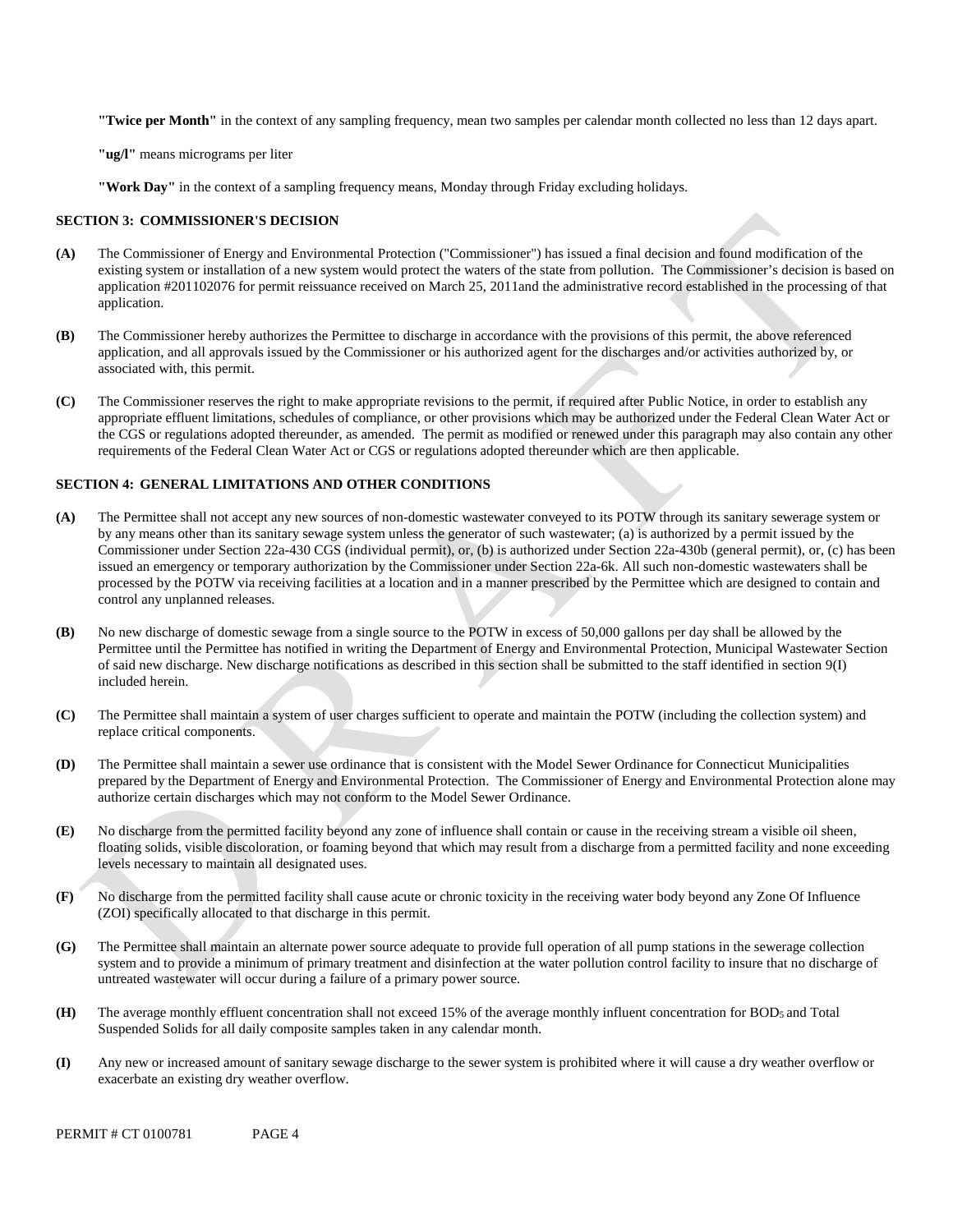**"Twice per Month"** in the context of any sampling frequency, mean two samples per calendar month collected no less than 12 days apart.

**"ug/l"** means micrograms per liter

**"Work Day"** in the context of a sampling frequency means, Monday through Friday excluding holidays.

## SECTION 3: COMMISSIONER'S DECISION

**(A)** The Commissioner of Energy and Environmental Protection ("Commissioner") has issued a final decision and found modification of the existing system or installation of a new system would protect the waters of the state from pollution. The Commissioner's decision is based on application #201102076 for permit reissuance received on March 25, 2011and the administrative record established in the processing of that application.

**(B)** The Commissioner hereby authorizes the Permittee to discharge in accordance with the provisions of this permit, the above referenced application, and all approvals issued by the Commissioner or his authorized agent for the discharges and/or activities authorized by, or associated with, this permit.

**(C)** The Commissioner reserves the right to make appropriate revisions to the permit, if required after Public Notice, in order to establish any appropriate effluent limitations, schedules of compliance, or other provisions which may be authorized under the Federal Clean Water Act or the CGS or regulations adopted thereunder, as amended. The permit as modified or renewed under this paragraph may also contain any other requirements of the Federal Clean Water Act or CGS or regulations adopted thereunder which are then applicable.

## SECTION 4: GENERAL LIMITATIONS AND OTHER CONDITIONS

**(A)** The Permittee shall not accept any new sources of non-domestic wastewater conveyed to its POTW through its sanitary sewerage system or by any means other than its sanitary sewage system unless the generator of such wastewater; (a) is authorized by a permit issued by the Commissioner under Section 22a-430 CGS (individual permit), or, (b) is authorized under Section 22a-430b (general permit), or, (c) has been issued an emergency or temporary authorization by the Commissioner under Section 22a-6k. All such non-domestic wastewaters shall be processed by the POTW via receiving facilities at a location and in a manner prescribed by the Permittee which are designed to contain and control any unplanned releases.

**(B)** No new discharge of domestic sewage from a single source to the POTW in excess of 50,000 gallons per day shall be allowed by the Permittee until the Permittee has notified in writing the Department of Energy and Environmental Protection, Municipal Wastewater Section of said new discharge. New discharge notifications as described in this section shall be submitted to the staff identified in section 9(I) included herein.

**(C)** The Permittee shall maintain a system of user charges sufficient to operate and maintain the POTW (including the collection system) and replace critical components.

**(D)** The Permittee shall maintain a sewer use ordinance that is consistent with the Model Sewer Ordinance for Connecticut Municipalities prepared by the Department of Energy and Environmental Protection. The Commissioner of Energy and Environmental Protection alone may authorize certain discharges which may not conform to the Model Sewer Ordinance.

**(E)** No discharge from the permitted facility beyond any zone of influence shall contain or cause in the receiving stream a visible oil sheen, floating solids, visible discoloration, or foaming beyond that which may result from a discharge from a permitted facility and none exceeding levels necessary to maintain all designated uses.

**(F)** No discharge from the permitted facility shall cause acute or chronic toxicity in the receiving water body beyond any Zone Of Influence (ZOI) specifically allocated to that discharge in this permit.

**(G)** The Permittee shall maintain an alternate power source adequate to provide full operation of all pump stations in the sewerage collection system and to provide a minimum of primary treatment and disinfection at the water pollution control facility to insure that no discharge of untreated wastewater will occur during a failure of a primary power source.

**(H)** The average monthly effluent concentration shall not exceed 15% of the average monthly influent concentration for $BOD_5$ and Total Suspended Solids for all daily composite samples taken in any calendar month.

**(I)** Any new or increased amount of sanitary sewage discharge to the sewer system is prohibited where it will cause a dry weather overflow or exacerbate an existing dry weather overflow.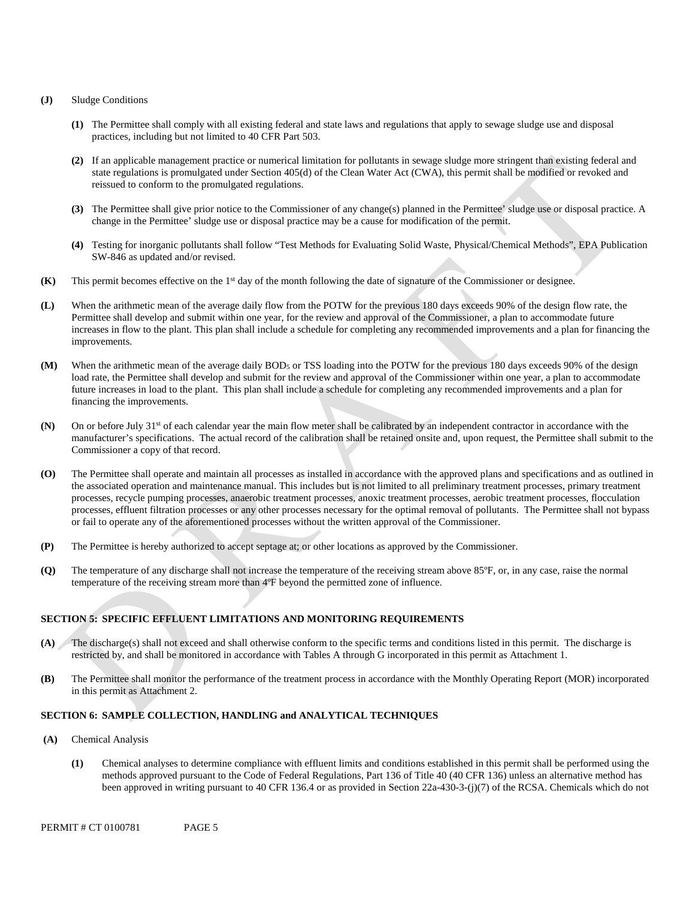**(J)** Sludge Conditions

**(1)** The Permittee shall comply with all existing federal and state laws and regulations that apply to sewage sludge use and disposal practices, including but not limited to 40 CFR Part 503.

**(2)** If an applicable management practice or numerical limitation for pollutants in sewage sludge more stringent than existing federal and state regulations is promulgated under Section 405(d) of the Clean Water Act (CWA), this permit shall be modified or revoked and reissued to conform to the promulgated regulations.

**(3)** The Permittee shall give prior notice to the Commissioner of any change(s) planned in the Permittee' sludge use or disposal practice. A change in the Permittee' sludge use or disposal practice may be a cause for modification of the permit.

**(4)** Testing for inorganic pollutants shall follow "Test Methods for Evaluating Solid Waste, Physical/Chemical Methods", EPA Publication SW-846 as updated and/or revised.

**(K)** This permit becomes effective on the 1st day of the month following the date of signature of the Commissioner or designee.

**(L)** When the arithmetic mean of the average daily flow from the POTW for the previous 180 days exceeds 90% of the design flow rate, the Permittee shall develop and submit within one year, for the review and approval of the Commissioner, a plan to accommodate future increases in flow to the plant. This plan shall include a schedule for completing any recommended improvements and a plan for financing the improvements.

**(M)** When the arithmetic mean of the average daily $BOD_5$ or TSS loading into the POTW for the previous 180 days exceeds 90% of the design load rate, the Permittee shall develop and submit for the review and approval of the Commissioner within one year, a plan to accommodate future increases in load to the plant. This plan shall include a schedule for completing any recommended improvements and a plan for financing the improvements.

**(N)** On or before July 31st of each calendar year the main flow meter shall be calibrated by an independent contractor in accordance with the manufacturer's specifications. The actual record of the calibration shall be retained onsite and, upon request, the Permittee shall submit to the Commissioner a copy of that record.

**(O)** The Permittee shall operate and maintain all processes as installed in accordance with the approved plans and specifications and as outlined in the associated operation and maintenance manual. This includes but is not limited to all preliminary treatment processes, primary treatment processes, recycle pumping processes, anaerobic treatment processes, anoxic treatment processes, aerobic treatment processes, flocculation processes, effluent filtration processes or any other processes necessary for the optimal removal of pollutants. The Permittee shall not bypass or fail to operate any of the aforementioned processes without the written approval of the Commissioner.

**(P)** The Permittee is hereby authorized to accept septage at; or other locations as approved by the Commissioner.

**(Q)** The temperature of any discharge shall not increase the temperature of the receiving stream above 85ºF, or, in any case, raise the normal temperature of the receiving stream more than 4ºF beyond the permitted zone of influence.

## SECTION 5: SPECIFIC EFFLUENT LIMITATIONS AND MONITORING REQUIREMENTS

**(A)** The discharge(s) shall not exceed and shall otherwise conform to the specific terms and conditions listed in this permit. The discharge is restricted by, and shall be monitored in accordance with Tables A through G incorporated in this permit as Attachment 1.

**(B)** The Permittee shall monitor the performance of the treatment process in accordance with the Monthly Operating Report (MOR) incorporated in this permit as Attachment 2.

## SECTION 6: SAMPLE COLLECTION, HANDLING and ANALYTICAL TECHNIQUES

**(A)** Chemical Analysis

**(1)** Chemical analyses to determine compliance with effluent limits and conditions established in this permit shall be performed using the methods approved pursuant to the Code of Federal Regulations, Part 136 of Title 40 (40 CFR 136) unless an alternative method has been approved in writing pursuant to 40 CFR 136.4 or as provided in Section 22a-430-3-(j)(7) of the RCSA. Chemicals which do not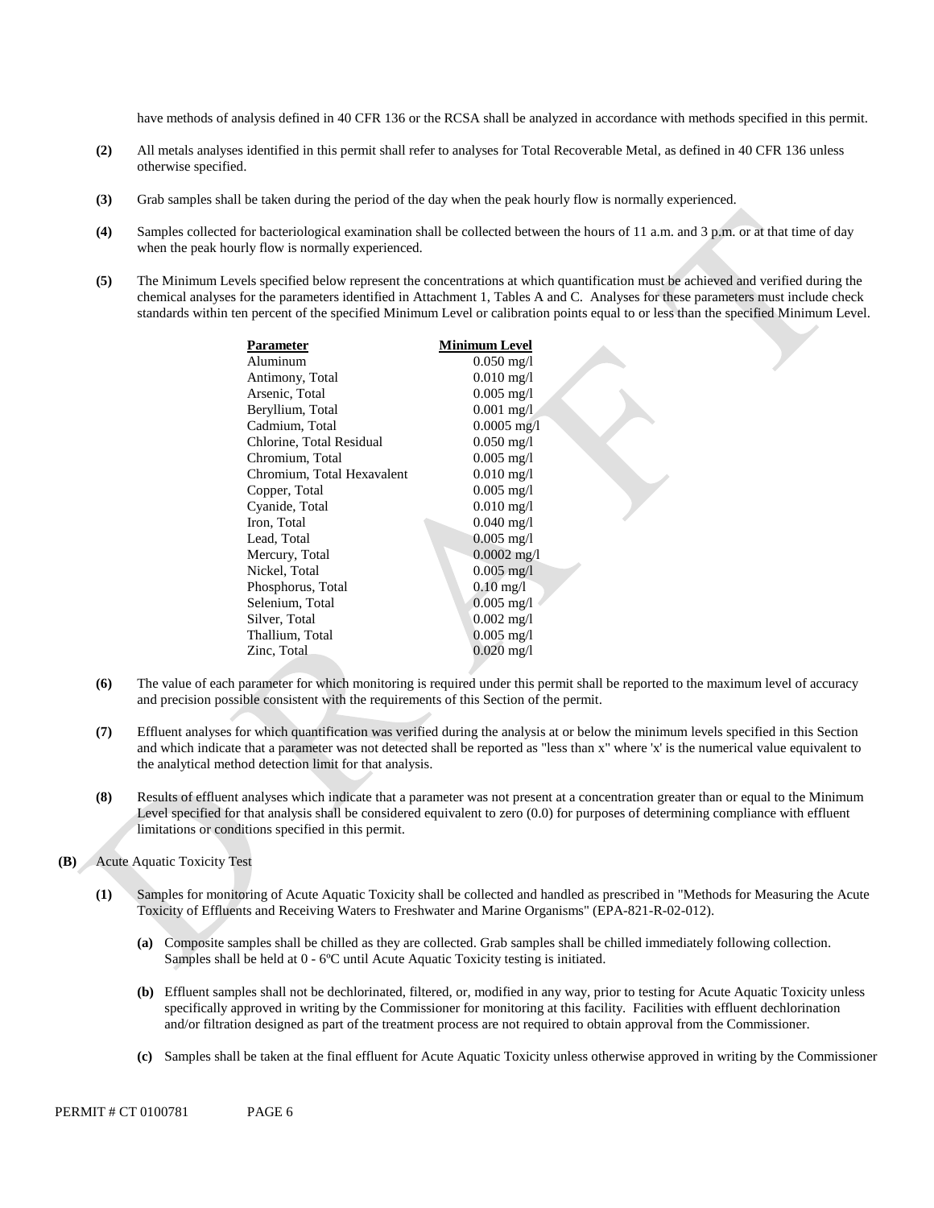have methods of analysis defined in 40 CFR 136 or the RCSA shall be analyzed in accordance with methods specified in this permit.

**(2)** All metals analyses identified in this permit shall refer to analyses for Total Recoverable Metal, as defined in 40 CFR 136 unless otherwise specified.

**(3)** Grab samples shall be taken during the period of the day when the peak hourly flow is normally experienced.

**(4)** Samples collected for bacteriological examination shall be collected between the hours of 11 a.m. and 3 p.m. or at that time of day when the peak hourly flow is normally experienced.

**(5)** The Minimum Levels specified below represent the concentrations at which quantification must be achieved and verified during the chemical analyses for the parameters identified in Attachment 1, Tables A and C. Analyses for these parameters must include check standards within ten percent of the specified Minimum Level or calibration points equal to or less than the specified Minimum Level.

| Parameter | Minimum Level |
|---|---|
| Aluminum | 0.050 mg/l |
| Antimony, Total | 0.010 mg/l |
| Arsenic, Total | 0.005 mg/l |
| Beryllium, Total | 0.001 mg/l |
| Cadmium, Total | 0.0005 mg/l |
| Chlorine, Total Residual | 0.050 mg/l |
| Chromium, Total | 0.005 mg/l |
| Chromium, Total Hexavalent | 0.010 mg/l |
| Copper, Total | 0.005 mg/l |
| Cyanide, Total | 0.010 mg/l |
| Iron, Total | 0.040 mg/l |
| Lead, Total | 0.005 mg/l |
| Mercury, Total | 0.0002 mg/l |
| Nickel, Total | 0.005 mg/l |
| Phosphorus, Total | 0.10 mg/l |
| Selenium, Total | 0.005 mg/l |
| Silver, Total | 0.002 mg/l |
| Thallium, Total | 0.005 mg/l |
| Zinc, Total | 0.020 mg/l |

**(6)** The value of each parameter for which monitoring is required under this permit shall be reported to the maximum level of accuracy and precision possible consistent with the requirements of this Section of the permit.

**(7)** Effluent analyses for which quantification was verified during the analysis at or below the minimum levels specified in this Section and which indicate that a parameter was not detected shall be reported as "less than x" where 'x' is the numerical value equivalent to the analytical method detection limit for that analysis.

**(8)** Results of effluent analyses which indicate that a parameter was not present at a concentration greater than or equal to the Minimum Level specified for that analysis shall be considered equivalent to zero (0.0) for purposes of determining compliance with effluent limitations or conditions specified in this permit.

**(B)** Acute Aquatic Toxicity Test

**(1)** Samples for monitoring of Acute Aquatic Toxicity shall be collected and handled as prescribed in "Methods for Measuring the Acute Toxicity of Effluents and Receiving Waters to Freshwater and Marine Organisms" (EPA-821-R-02-012).

**(a)** Composite samples shall be chilled as they are collected. Grab samples shall be chilled immediately following collection. Samples shall be held at 0 - 6ºC until Acute Aquatic Toxicity testing is initiated.

**(b)** Effluent samples shall not be dechlorinated, filtered, or, modified in any way, prior to testing for Acute Aquatic Toxicity unless specifically approved in writing by the Commissioner for monitoring at this facility. Facilities with effluent dechlorination and/or filtration designed as part of the treatment process are not required to obtain approval from the Commissioner.

**(c)** Samples shall be taken at the final effluent for Acute Aquatic Toxicity unless otherwise approved in writing by the Commissioner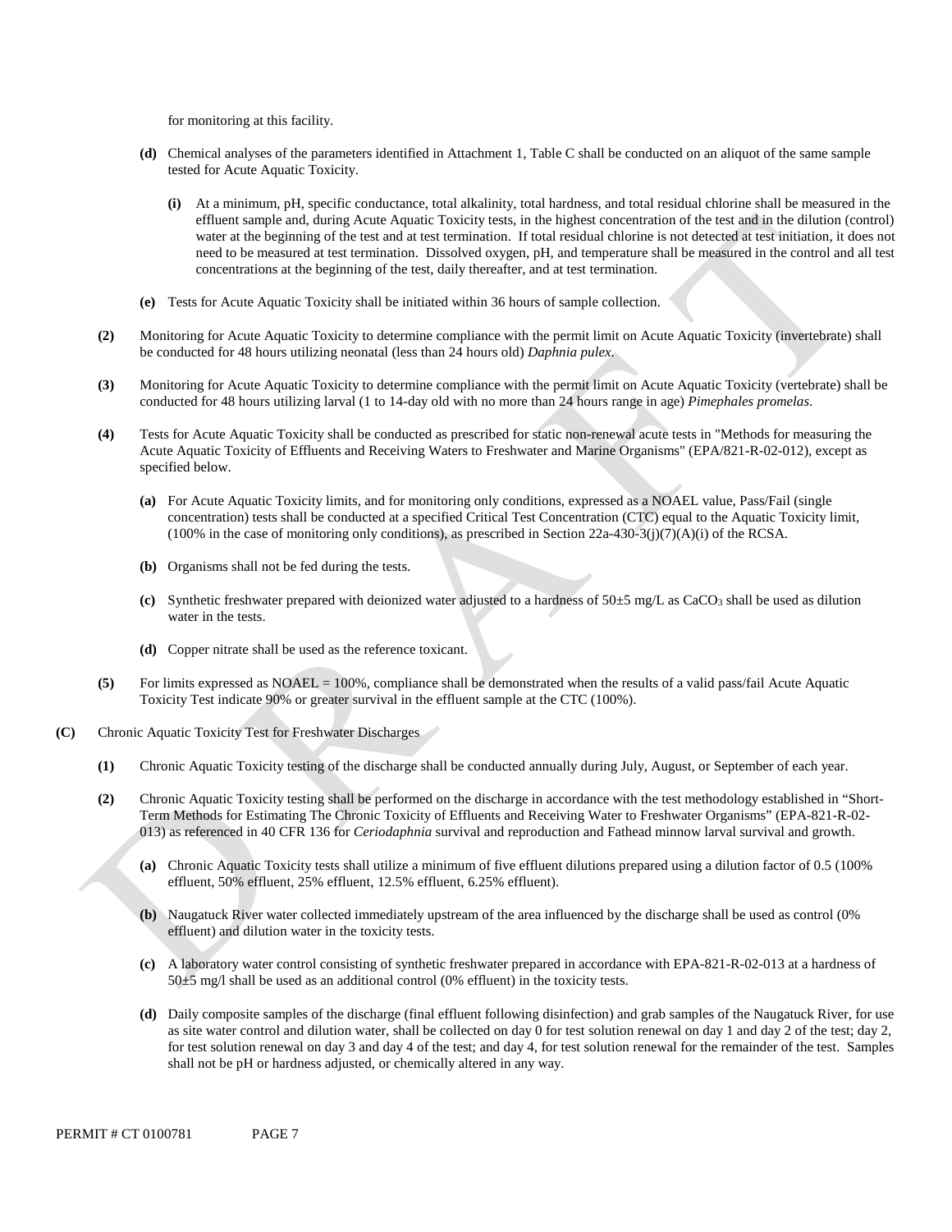for monitoring at this facility.

**(d)** Chemical analyses of the parameters identified in Attachment 1, Table C shall be conducted on an aliquot of the same sample tested for Acute Aquatic Toxicity.

**(i)** At a minimum, pH, specific conductance, total alkalinity, total hardness, and total residual chlorine shall be measured in the effluent sample and, during Acute Aquatic Toxicity tests, in the highest concentration of the test and in the dilution (control) water at the beginning of the test and at test termination. If total residual chlorine is not detected at test initiation, it does not need to be measured at test termination. Dissolved oxygen, pH, and temperature shall be measured in the control and all test concentrations at the beginning of the test, daily thereafter, and at test termination.

**(e)** Tests for Acute Aquatic Toxicity shall be initiated within 36 hours of sample collection.

**(2)** Monitoring for Acute Aquatic Toxicity to determine compliance with the permit limit on Acute Aquatic Toxicity (invertebrate) shall be conducted for 48 hours utilizing neonatal (less than 24 hours old) *Daphnia pulex*.

**(3)** Monitoring for Acute Aquatic Toxicity to determine compliance with the permit limit on Acute Aquatic Toxicity (vertebrate) shall be conducted for 48 hours utilizing larval (1 to 14-day old with no more than 24 hours range in age) *Pimephales promelas*.

**(4)** Tests for Acute Aquatic Toxicity shall be conducted as prescribed for static non-renewal acute tests in "Methods for measuring the Acute Aquatic Toxicity of Effluents and Receiving Waters to Freshwater and Marine Organisms" (EPA/821-R-02-012), except as specified below.

**(a)** For Acute Aquatic Toxicity limits, and for monitoring only conditions, expressed as a NOAEL value, Pass/Fail (single concentration) tests shall be conducted at a specified Critical Test Concentration (CTC) equal to the Aquatic Toxicity limit, (100% in the case of monitoring only conditions), as prescribed in Section 22a-430-3(j)(7)(A)(i) of the RCSA.

**(b)** Organisms shall not be fed during the tests.

**(c)** Synthetic freshwater prepared with deionized water adjusted to a hardness of 50±5 mg/L as $CaCO_3$ shall be used as dilution water in the tests.

**(d)** Copper nitrate shall be used as the reference toxicant.

**(5)** For limits expressed as NOAEL = 100%, compliance shall be demonstrated when the results of a valid pass/fail Acute Aquatic Toxicity Test indicate 90% or greater survival in the effluent sample at the CTC (100%).

**(C)** Chronic Aquatic Toxicity Test for Freshwater Discharges

**(1)** Chronic Aquatic Toxicity testing of the discharge shall be conducted annually during July, August, or September of each year.

**(2)** Chronic Aquatic Toxicity testing shall be performed on the discharge in accordance with the test methodology established in "Short-Term Methods for Estimating The Chronic Toxicity of Effluents and Receiving Water to Freshwater Organisms" (EPA-821-R-02-013) as referenced in 40 CFR 136 for *Ceriodaphnia* survival and reproduction and Fathead minnow larval survival and growth.

**(a)** Chronic Aquatic Toxicity tests shall utilize a minimum of five effluent dilutions prepared using a dilution factor of 0.5 (100% effluent, 50% effluent, 25% effluent, 12.5% effluent, 6.25% effluent).

**(b)** Naugatuck River water collected immediately upstream of the area influenced by the discharge shall be used as control (0% effluent) and dilution water in the toxicity tests.

**(c)** A laboratory water control consisting of synthetic freshwater prepared in accordance with EPA-821-R-02-013 at a hardness of 50±5 mg/l shall be used as an additional control (0% effluent) in the toxicity tests.

**(d)** Daily composite samples of the discharge (final effluent following disinfection) and grab samples of the Naugatuck River, for use as site water control and dilution water, shall be collected on day 0 for test solution renewal on day 1 and day 2 of the test; day 2, for test solution renewal on day 3 and day 4 of the test; and day 4, for test solution renewal for the remainder of the test. Samples shall not be pH or hardness adjusted, or chemically altered in any way.

PERMIT # CT 0100781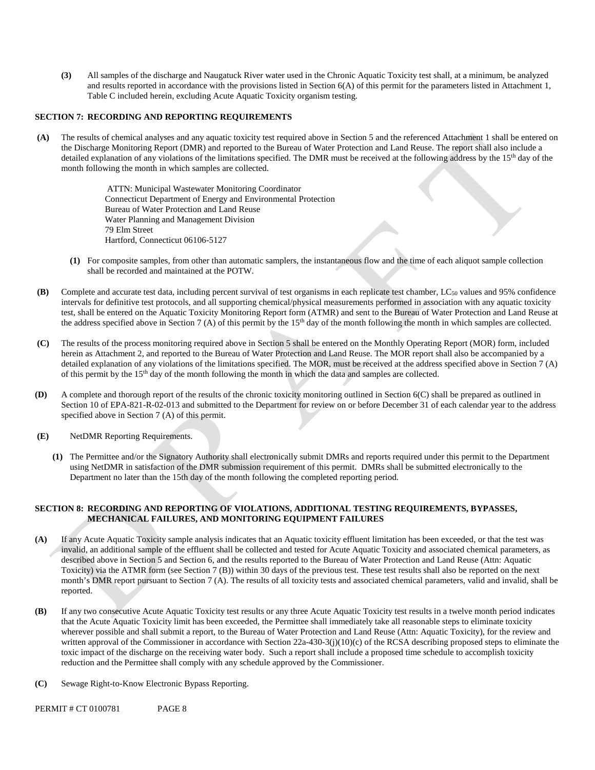**(3)** All samples of the discharge and Naugatuck River water used in the Chronic Aquatic Toxicity test shall, at a minimum, be analyzed and results reported in accordance with the provisions listed in Section 6(A) of this permit for the parameters listed in Attachment 1, Table C included herein, excluding Acute Aquatic Toxicity organism testing.

## SECTION 7: RECORDING AND REPORTING REQUIREMENTS

**(A)** The results of chemical analyses and any aquatic toxicity test required above in Section 5 and the referenced Attachment 1 shall be entered on the Discharge Monitoring Report (DMR) and reported to the Bureau of Water Protection and Land Reuse. The report shall also include a detailed explanation of any violations of the limitations specified. The DMR must be received at the following address by the 15th day of the month following the month in which samples are collected.

ATTN: Municipal Wastewater Monitoring Coordinator
Connecticut Department of Energy and Environmental Protection
Bureau of Water Protection and Land Reuse
Water Planning and Management Division
79 Elm Street
Hartford, Connecticut 06106-5127

**(1)** For composite samples, from other than automatic samplers, the instantaneous flow and the time of each aliquot sample collection shall be recorded and maintained at the POTW.

**(B)** Complete and accurate test data, including percent survival of test organisms in each replicate test chamber, $LC_{50}$ values and 95% confidence intervals for definitive test protocols, and all supporting chemical/physical measurements performed in association with any aquatic toxicity test, shall be entered on the Aquatic Toxicity Monitoring Report form (ATMR) and sent to the Bureau of Water Protection and Land Reuse at the address specified above in Section 7 (A) of this permit by the 15th day of the month following the month in which samples are collected.

**(C)** The results of the process monitoring required above in Section 5 shall be entered on the Monthly Operating Report (MOR) form, included herein as Attachment 2, and reported to the Bureau of Water Protection and Land Reuse. The MOR report shall also be accompanied by a detailed explanation of any violations of the limitations specified. The MOR, must be received at the address specified above in Section 7 (A) of this permit by the 15th day of the month following the month in which the data and samples are collected.

**(D)** A complete and thorough report of the results of the chronic toxicity monitoring outlined in Section 6(C) shall be prepared as outlined in Section 10 of EPA-821-R-02-013 and submitted to the Department for review on or before December 31 of each calendar year to the address specified above in Section 7 (A) of this permit.

**(E)** NetDMR Reporting Requirements.

**(1)** The Permittee and/or the Signatory Authority shall electronically submit DMRs and reports required under this permit to the Department using NetDMR in satisfaction of the DMR submission requirement of this permit. DMRs shall be submitted electronically to the Department no later than the 15th day of the month following the completed reporting period.

## SECTION 8: RECORDING AND REPORTING OF VIOLATIONS, ADDITIONAL TESTING REQUIREMENTS, BYPASSES, MECHANICAL FAILURES, AND MONITORING EQUIPMENT FAILURES

**(A)** If any Acute Aquatic Toxicity sample analysis indicates that an Aquatic toxicity effluent limitation has been exceeded, or that the test was invalid, an additional sample of the effluent shall be collected and tested for Acute Aquatic Toxicity and associated chemical parameters, as described above in Section 5 and Section 6, and the results reported to the Bureau of Water Protection and Land Reuse (Attn: Aquatic Toxicity) via the ATMR form (see Section 7 (B)) within 30 days of the previous test. These test results shall also be reported on the next month's DMR report pursuant to Section 7 (A). The results of all toxicity tests and associated chemical parameters, valid and invalid, shall be reported.

**(B)** If any two consecutive Acute Aquatic Toxicity test results or any three Acute Aquatic Toxicity test results in a twelve month period indicates that the Acute Aquatic Toxicity limit has been exceeded, the Permittee shall immediately take all reasonable steps to eliminate toxicity wherever possible and shall submit a report, to the Bureau of Water Protection and Land Reuse (Attn: Aquatic Toxicity), for the review and written approval of the Commissioner in accordance with Section 22a-430-3(j)(10)(c) of the RCSA describing proposed steps to eliminate the toxic impact of the discharge on the receiving water body. Such a report shall include a proposed time schedule to accomplish toxicity reduction and the Permittee shall comply with any schedule approved by the Commissioner.

**(C)** Sewage Right-to-Know Electronic Bypass Reporting.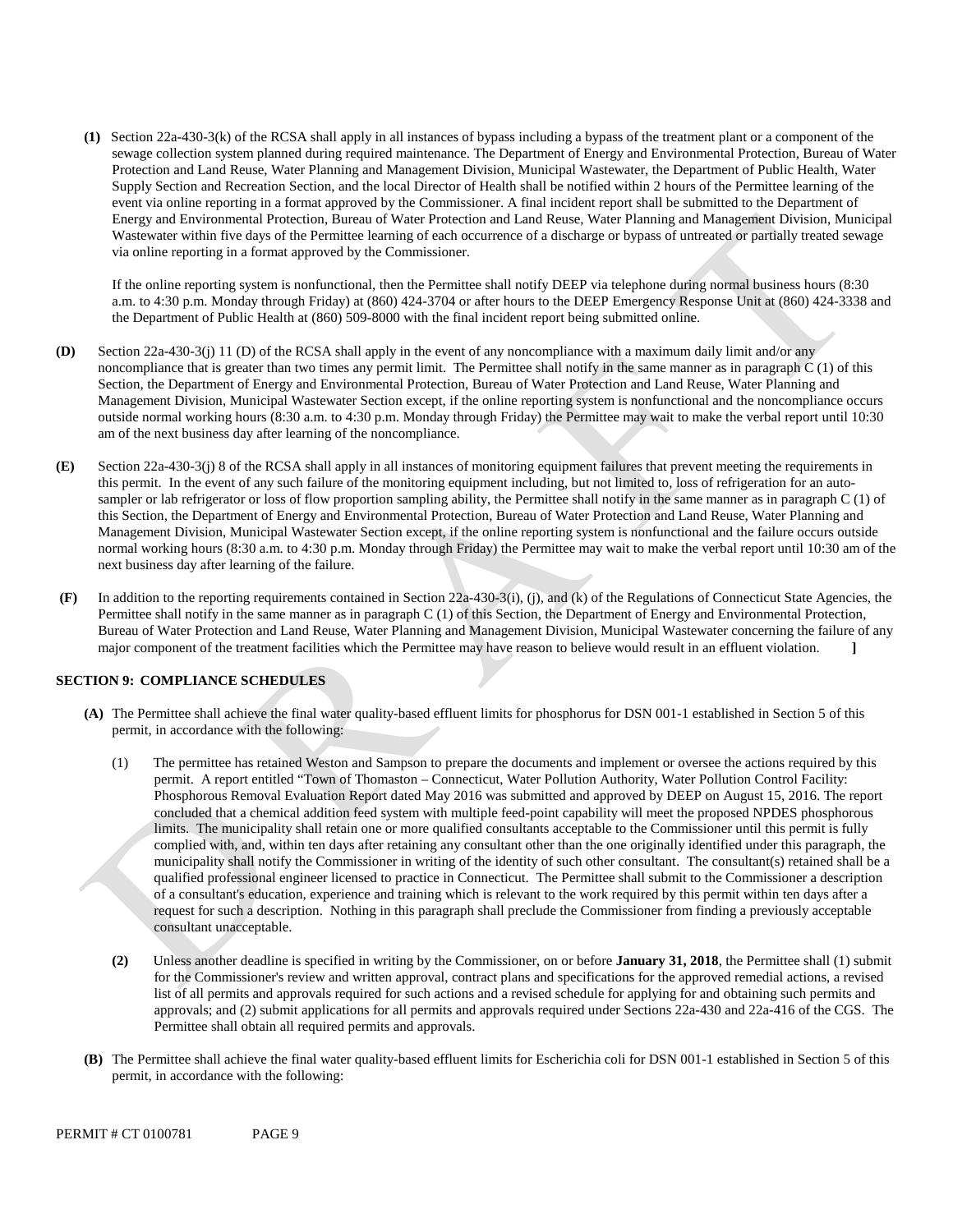**(1)** Section 22a-430-3(k) of the RCSA shall apply in all instances of bypass including a bypass of the treatment plant or a component of the sewage collection system planned during required maintenance. The Department of Energy and Environmental Protection, Bureau of Water Protection and Land Reuse, Water Planning and Management Division, Municipal Wastewater, the Department of Public Health, Water Supply Section and Recreation Section, and the local Director of Health shall be notified within 2 hours of the Permittee learning of the event via online reporting in a format approved by the Commissioner. A final incident report shall be submitted to the Department of Energy and Environmental Protection, Bureau of Water Protection and Land Reuse, Water Planning and Management Division, Municipal Wastewater within five days of the Permittee learning of each occurrence of a discharge or bypass of untreated or partially treated sewage via online reporting in a format approved by the Commissioner.

If the online reporting system is nonfunctional, then the Permittee shall notify DEEP via telephone during normal business hours (8:30 a.m. to 4:30 p.m. Monday through Friday) at (860) 424-3704 or after hours to the DEEP Emergency Response Unit at (860) 424-3338 and the Department of Public Health at (860) 509-8000 with the final incident report being submitted online.

**(D)** Section 22a-430-3(j) 11 (D) of the RCSA shall apply in the event of any noncompliance with a maximum daily limit and/or any noncompliance that is greater than two times any permit limit. The Permittee shall notify in the same manner as in paragraph C (1) of this Section, the Department of Energy and Environmental Protection, Bureau of Water Protection and Land Reuse, Water Planning and Management Division, Municipal Wastewater Section except, if the online reporting system is nonfunctional and the noncompliance occurs outside normal working hours (8:30 a.m. to 4:30 p.m. Monday through Friday) the Permittee may wait to make the verbal report until 10:30 am of the next business day after learning of the noncompliance.

**(E)** Section 22a-430-3(j) 8 of the RCSA shall apply in all instances of monitoring equipment failures that prevent meeting the requirements in this permit. In the event of any such failure of the monitoring equipment including, but not limited to, loss of refrigeration for an auto-sampler or lab refrigerator or loss of flow proportion sampling ability, the Permittee shall notify in the same manner as in paragraph C (1) of this Section, the Department of Energy and Environmental Protection, Bureau of Water Protection and Land Reuse, Water Planning and Management Division, Municipal Wastewater Section except, if the online reporting system is nonfunctional and the failure occurs outside normal working hours (8:30 a.m. to 4:30 p.m. Monday through Friday) the Permittee may wait to make the verbal report until 10:30 am of the next business day after learning of the failure.

**(F)** In addition to the reporting requirements contained in Section 22a-430-3(i), (j), and (k) of the Regulations of Connecticut State Agencies, the Permittee shall notify in the same manner as in paragraph C (1) of this Section, the Department of Energy and Environmental Protection, Bureau of Water Protection and Land Reuse, Water Planning and Management Division, Municipal Wastewater concerning the failure of any major component of the treatment facilities which the Permittee may have reason to believe would result in an effluent violation. **]**

## SECTION 9: COMPLIANCE SCHEDULES

**(A)** The Permittee shall achieve the final water quality-based effluent limits for phosphorus for DSN 001-1 established in Section 5 of this permit, in accordance with the following:

(1) The permittee has retained Weston and Sampson to prepare the documents and implement or oversee the actions required by this permit. A report entitled "Town of Thomaston – Connecticut, Water Pollution Authority, Water Pollution Control Facility: Phosphorous Removal Evaluation Report dated May 2016 was submitted and approved by DEEP on August 15, 2016. The report concluded that a chemical addition feed system with multiple feed-point capability will meet the proposed NPDES phosphorous limits. The municipality shall retain one or more qualified consultants acceptable to the Commissioner until this permit is fully complied with, and, within ten days after retaining any consultant other than the one originally identified under this paragraph, the municipality shall notify the Commissioner in writing of the identity of such other consultant. The consultant(s) retained shall be a qualified professional engineer licensed to practice in Connecticut. The Permittee shall submit to the Commissioner a description of a consultant's education, experience and training which is relevant to the work required by this permit within ten days after a request for such a description. Nothing in this paragraph shall preclude the Commissioner from finding a previously acceptable consultant unacceptable.

**(2)** Unless another deadline is specified in writing by the Commissioner, on or before **January 31, 2018**, the Permittee shall (1) submit for the Commissioner's review and written approval, contract plans and specifications for the approved remedial actions, a revised list of all permits and approvals required for such actions and a revised schedule for applying for and obtaining such permits and approvals; and (2) submit applications for all permits and approvals required under Sections 22a-430 and 22a-416 of the CGS. The Permittee shall obtain all required permits and approvals.

**(B)** The Permittee shall achieve the final water quality-based effluent limits for Escherichia coli for DSN 001-1 established in Section 5 of this permit, in accordance with the following: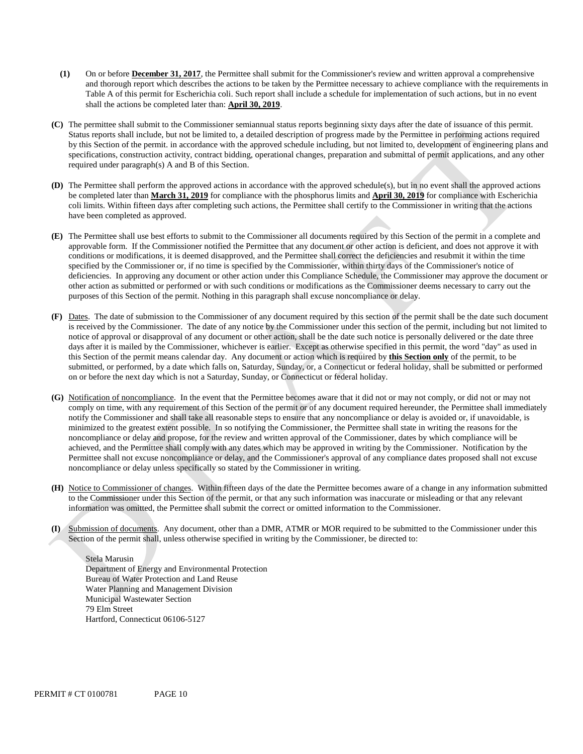**(1)** On or before **December 31, 2017**, the Permittee shall submit for the Commissioner's review and written approval a comprehensive and thorough report which describes the actions to be taken by the Permittee necessary to achieve compliance with the requirements in Table A of this permit for Escherichia coli. Such report shall include a schedule for implementation of such actions, but in no event shall the actions be completed later than: **April 30, 2019**.

**(C)** The permittee shall submit to the Commissioner semiannual status reports beginning sixty days after the date of issuance of this permit. Status reports shall include, but not be limited to, a detailed description of progress made by the Permittee in performing actions required by this Section of the permit. in accordance with the approved schedule including, but not limited to, development of engineering plans and specifications, construction activity, contract bidding, operational changes, preparation and submittal of permit applications, and any other required under paragraph(s) A and B of this Section.

**(D)** The Permittee shall perform the approved actions in accordance with the approved schedule(s), but in no event shall the approved actions be completed later than **March 31, 2019** for compliance with the phosphorus limits and **April 30, 2019** for compliance with Escherichia coli limits. Within fifteen days after completing such actions, the Permittee shall certify to the Commissioner in writing that the actions have been completed as approved.

**(E)** The Permittee shall use best efforts to submit to the Commissioner all documents required by this Section of the permit in a complete and approvable form. If the Commissioner notified the Permittee that any document or other action is deficient, and does not approve it with conditions or modifications, it is deemed disapproved, and the Permittee shall correct the deficiencies and resubmit it within the time specified by the Commissioner or, if no time is specified by the Commissioner, within thirty days of the Commissioner's notice of deficiencies. In approving any document or other action under this Compliance Schedule, the Commissioner may approve the document or other action as submitted or performed or with such conditions or modifications as the Commissioner deems necessary to carry out the purposes of this Section of the permit. Nothing in this paragraph shall excuse noncompliance or delay.

**(F)** Dates. The date of submission to the Commissioner of any document required by this section of the permit shall be the date such document is received by the Commissioner. The date of any notice by the Commissioner under this section of the permit, including but not limited to notice of approval or disapproval of any document or other action, shall be the date such notice is personally delivered or the date three days after it is mailed by the Commissioner, whichever is earlier. Except as otherwise specified in this permit, the word "day" as used in this Section of the permit means calendar day. Any document or action which is required by **this Section only** of the permit, to be submitted, or performed, by a date which falls on, Saturday, Sunday, or, a Connecticut or federal holiday, shall be submitted or performed on or before the next day which is not a Saturday, Sunday, or Connecticut or federal holiday.

**(G)** Notification of noncompliance. In the event that the Permittee becomes aware that it did not or may not comply, or did not or may not comply on time, with any requirement of this Section of the permit or of any document required hereunder, the Permittee shall immediately notify the Commissioner and shall take all reasonable steps to ensure that any noncompliance or delay is avoided or, if unavoidable, is minimized to the greatest extent possible. In so notifying the Commissioner, the Permittee shall state in writing the reasons for the noncompliance or delay and propose, for the review and written approval of the Commissioner, dates by which compliance will be achieved, and the Permittee shall comply with any dates which may be approved in writing by the Commissioner. Notification by the Permittee shall not excuse noncompliance or delay, and the Commissioner's approval of any compliance dates proposed shall not excuse noncompliance or delay unless specifically so stated by the Commissioner in writing.

**(H)** Notice to Commissioner of changes. Within fifteen days of the date the Permittee becomes aware of a change in any information submitted to the Commissioner under this Section of the permit, or that any such information was inaccurate or misleading or that any relevant information was omitted, the Permittee shall submit the correct or omitted information to the Commissioner.

**(I)** Submission of documents. Any document, other than a DMR, ATMR or MOR required to be submitted to the Commissioner under this Section of the permit shall, unless otherwise specified in writing by the Commissioner, be directed to:

Stela Marusin
Department of Energy and Environmental Protection
Bureau of Water Protection and Land Reuse
Water Planning and Management Division
Municipal Wastewater Section
79 Elm Street
Hartford, Connecticut 06106-5127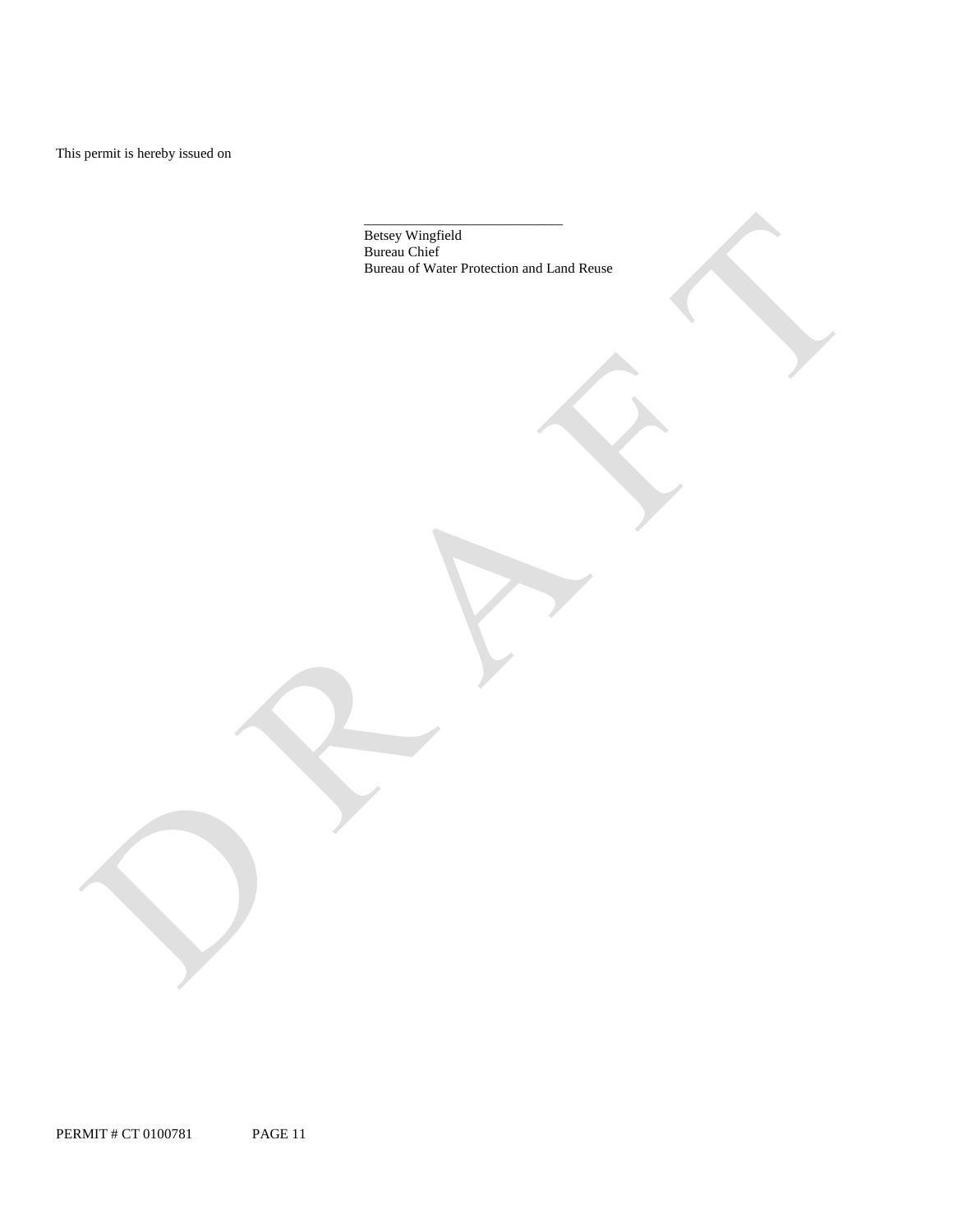This permit is hereby issued on

\_\_\_\_\_\_\_\_\_\_\_\_\_\_\_\_\_\_\_\_\_\_\_\_\_\_\_\_
Betsey Wingfield
Bureau Chief
Bureau of Water Protection and Land Reuse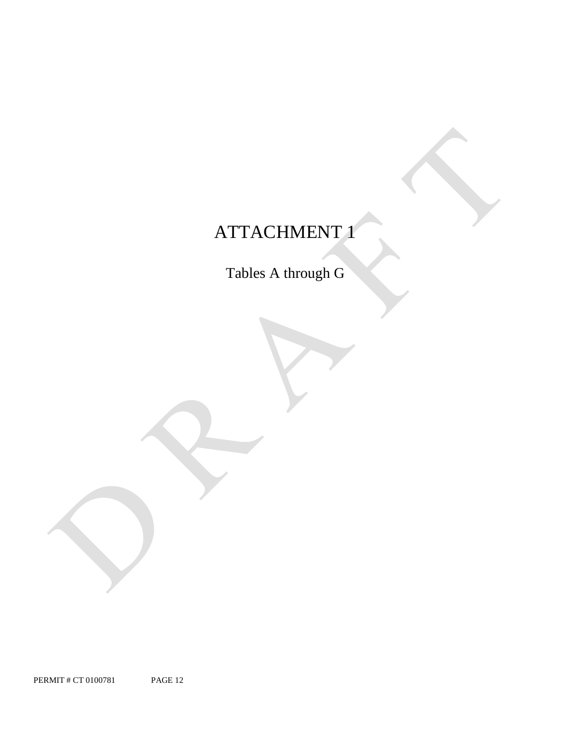# ATTACHMENT 1

Tables A through G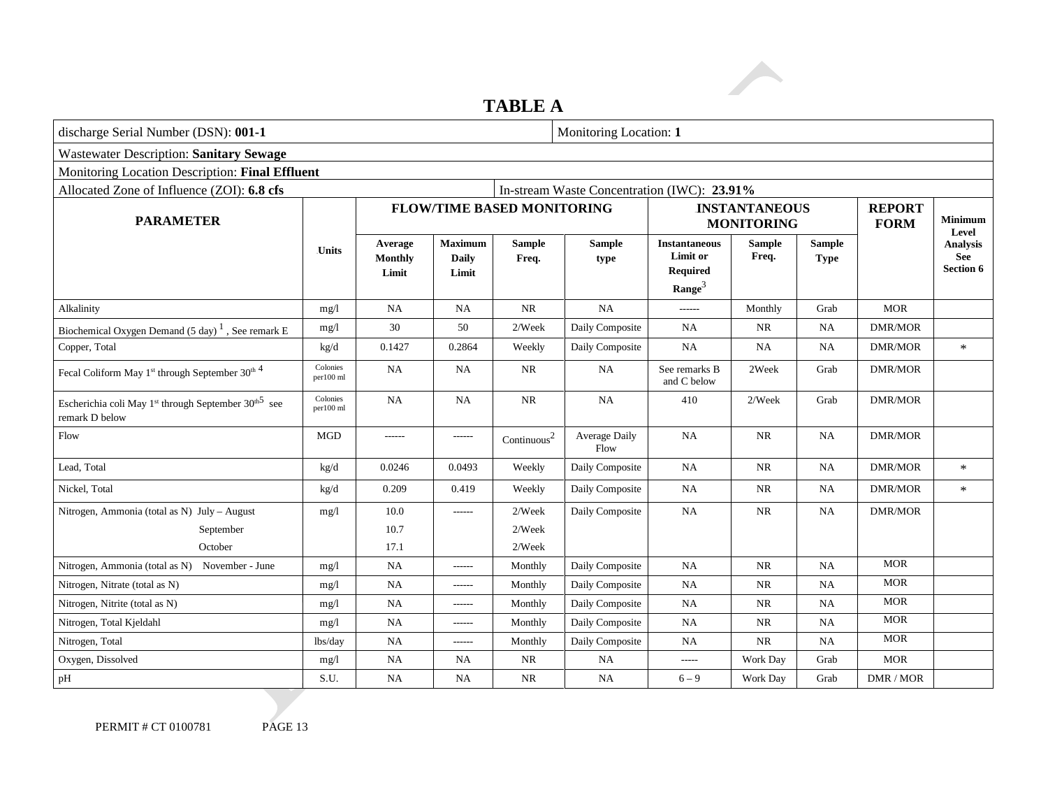# TABLE A

| | | | | | | | | | | |
|---|---|---|---|---|---|---|---|---|---|---|
| discharge Serial Number (DSN): **001-1** | | | | | Monitoring Location: **1** | | | | | |
| Wastewater Description: **Sanitary Sewage** | | | | | | | | | | |
| Monitoring Location Description: **Final Effluent** | | | | | | | | | | |
| Allocated Zone of Influence (ZOI): **6.8 cfs** | | | | In-stream Waste Concentration (IWC): **23.91%** | | | | | | |
| **PARAMETER** | **Units** | **FLOW/TIME BASED MONITORING** | | | | **INSTANTANEOUS MONITORING** | | | **REPORT FORM** | **Minimum Level Analysis See Section 6** |
| | | **Average Monthly Limit** | **Maximum Daily Limit** | **Sample Freq.** | **Sample type** | **Instantaneous Limit or Required Range**[3] | **Sample Freq.** | **Sample Type** | | |
| Alkalinity | mg/l | NA | NA | NR | NA | ------ | Monthly | Grab | MOR | |
| Biochemical Oxygen Demand (5 day) [1] , See remark E | mg/l | 30 | 50 | 2/Week | Daily Composite | NA | NR | NA | DMR/MOR | |
| Copper, Total | kg/d | 0.1427 | 0.2864 | Weekly | Daily Composite | NA | NA | NA | DMR/MOR | * |
| Fecal Coliform May 1st through September 30th [4] | Colonies per100 ml | NA | NA | NR | NA | See remarks B and C below | 2Week | Grab | DMR/MOR | |
| Escherichia coli May 1st through September 30th[5] see remark D below | Colonies per100 ml | NA | NA | NR | NA | 410 | 2/Week | Grab | DMR/MOR | |
| Flow | MGD | ------ | ------ | Continuous[2] | Average Daily Flow | NA | NR | NA | DMR/MOR | |
| Lead, Total | kg/d | 0.0246 | 0.0493 | Weekly | Daily Composite | NA | NR | NA | DMR/MOR | * |
| Nickel, Total | kg/d | 0.209 | 0.419 | Weekly | Daily Composite | NA | NR | NA | DMR/MOR | * |
| Nitrogen, Ammonia (total as N) July – August<br>September<br>October | mg/l | 10.0<br>10.7<br>17.1 | ------ | 2/Week<br>2/Week<br>2/Week | Daily Composite | NA | NR | NA | DMR/MOR | |
| Nitrogen, Ammonia (total as N) November - June | mg/l | NA | ------ | Monthly | Daily Composite | NA | NR | NA | MOR | |
| Nitrogen, Nitrate (total as N) | mg/l | NA | ------ | Monthly | Daily Composite | NA | NR | NA | MOR | |
| Nitrogen, Nitrite (total as N) | mg/l | NA | ------ | Monthly | Daily Composite | NA | NR | NA | MOR | |
| Nitrogen, Total Kjeldahl | mg/l | NA | ------ | Monthly | Daily Composite | NA | NR | NA | MOR | |
| Nitrogen, Total | lbs/day | NA | ------ | Monthly | Daily Composite | NA | NR | NA | MOR | |
| Oxygen, Dissolved | mg/l | NA | NA | NR | NA | ----- | Work Day | Grab | MOR | |
| pH | S.U. | NA | NA | NR | NA | 6 – 9 | Work Day | Grab | DMR / MOR | |

PERMIT # CT 0100781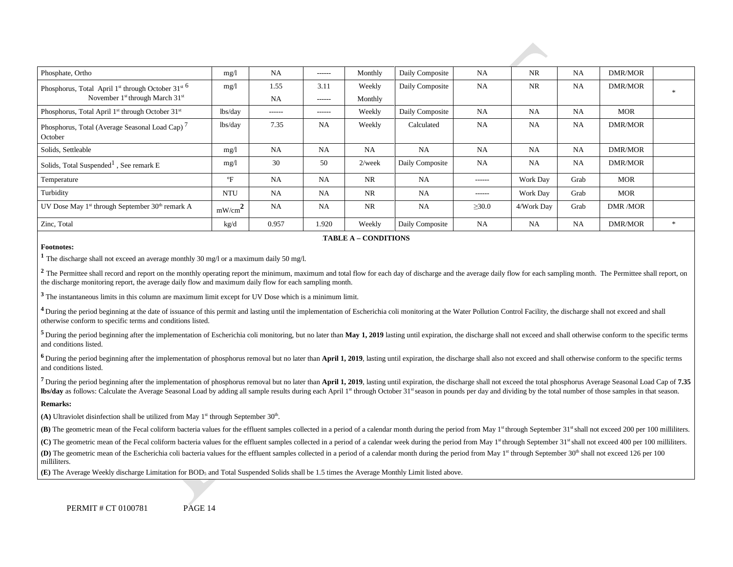| | | | | | | | | | | |
|---|---|---|---|---|---|---|---|---|---|---|
| Phosphate, Ortho | mg/l | NA | ------ | Monthly | Daily Composite | NA | NR | NA | DMR/MOR | |
| Phosphorus, Total April 1st through October 31st [6]<br>November 1st through March 31st | mg/l | 1.55<br>NA | 3.11<br>------ | Weekly<br>Monthly | Daily Composite | NA | NR | NA | DMR/MOR | * |
| Phosphorus, Total April 1st through October 31st | lbs/day | ------ | ------ | Weekly | Daily Composite | NA | NA | NA | MOR | |
| Phosphorus, Total (Average Seasonal Load Cap) [7] October | lbs/day | 7.35 | NA | Weekly | Calculated | NA | NA | NA | DMR/MOR | |
| Solids, Settleable | mg/l | NA | NA | NA | NA | NA | NA | NA | DMR/MOR | |
| Solids, Total Suspended[1] , See remark E | mg/l | 30 | 50 | 2/week | Daily Composite | NA | NA | NA | DMR/MOR | |
| Temperature | ºF | NA | NA | NR | NA | ------ | Work Day | Grab | MOR | |
| Turbidity | NTU | NA | NA | NR | NA | ------ | Work Day | Grab | MOR | |
| UV Dose May 1st through September 30th remark A | $mW/cm^2$ | NA | NA | NR | NA | ≥30.0 | 4/Work Day | Grab | DMR /MOR | |
| Zinc, Total | kg/d | 0.957 | 1.920 | Weekly | Daily Composite | NA | NA | NA | DMR/MOR | * |

**TABLE A – CONDITIONS**

**Footnotes:**

[1] The discharge shall not exceed an average monthly 30 mg/l or a maximum daily 50 mg/l.

[2] The Permittee shall record and report on the monthly operating report the minimum, maximum and total flow for each day of discharge and the average daily flow for each sampling month. The Permittee shall report, on the discharge monitoring report, the average daily flow and maximum daily flow for each sampling month.

[3] The instantaneous limits in this column are maximum limit except for UV Dose which is a minimum limit.

[4] During the period beginning at the date of issuance of this permit and lasting until the implementation of Escherichia coli monitoring at the Water Pollution Control Facility, the discharge shall not exceed and shall otherwise conform to specific terms and conditions listed.

[5] During the period beginning after the implementation of Escherichia coli monitoring, but no later than **May 1, 2019** lasting until expiration, the discharge shall not exceed and shall otherwise conform to the specific terms and conditions listed.

[6] During the period beginning after the implementation of phosphorus removal but no later than **April 1, 2019**, lasting until expiration, the discharge shall also not exceed and shall otherwise conform to the specific terms and conditions listed.

[7] During the period beginning after the implementation of phosphorus removal but no later than **April 1, 2019**, lasting until expiration, the discharge shall not exceed the total phosphorus Average Seasonal Load Cap of **7.35 lbs/day** as follows: Calculate the Average Seasonal Load by adding all sample results during each April 1st through October 31st season in pounds per day and dividing by the total number of those samples in that season.

**Remarks:**

**(A)** Ultraviolet disinfection shall be utilized from May 1st through September 30th.

**(B)** The geometric mean of the Fecal coliform bacteria values for the effluent samples collected in a period of a calendar month during the period from May 1st through September 31st shall not exceed 200 per 100 milliliters.

**(C)** The geometric mean of the Fecal coliform bacteria values for the effluent samples collected in a period of a calendar week during the period from May 1st through September 31st shall not exceed 400 per 100 milliliters.

**(D)** The geometric mean of the Escherichia coli bacteria values for the effluent samples collected in a period of a calendar month during the period from May 1st through September 30th shall not exceed 126 per 100 milliliters.

**(E)** The Average Weekly discharge Limitation for $BOD_5$ and Total Suspended Solids shall be 1.5 times the Average Monthly Limit listed above.

PERMIT # CT 0100781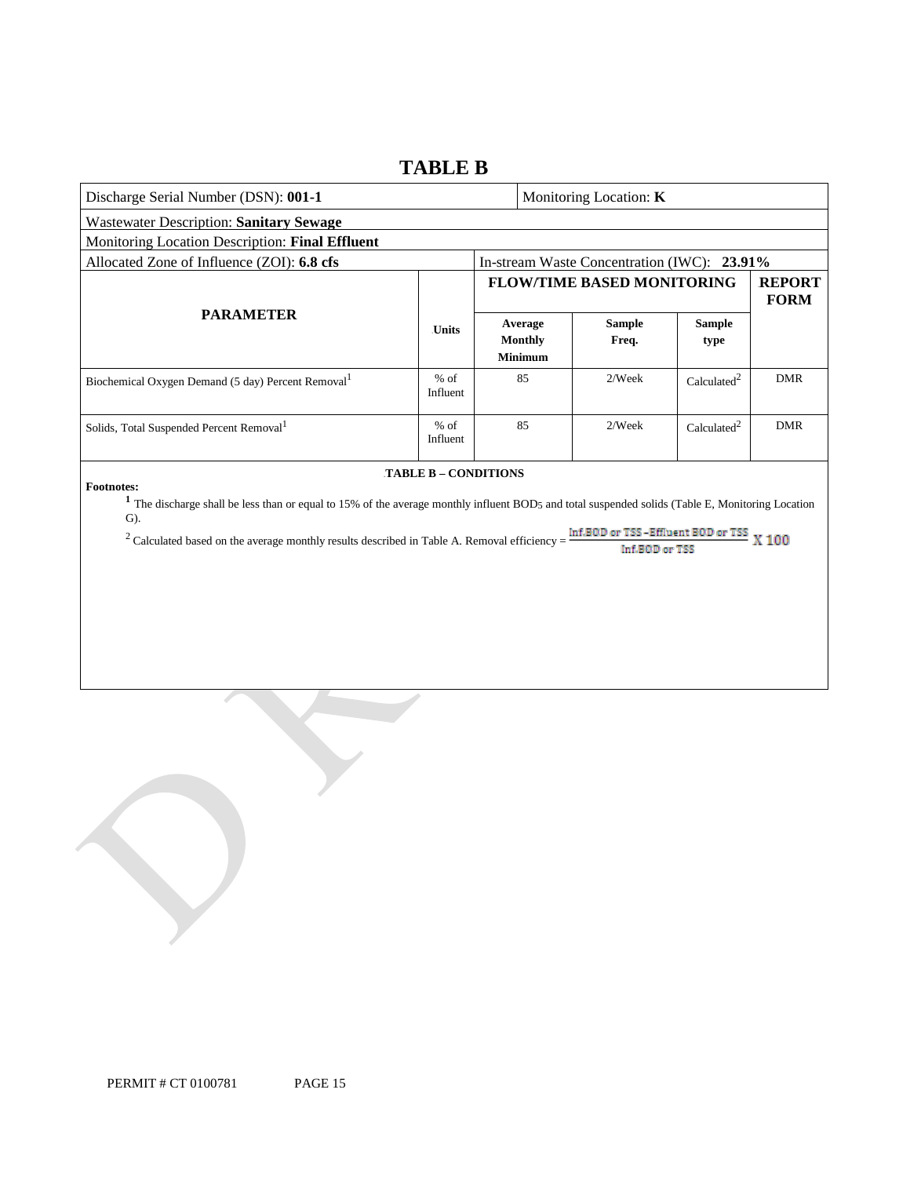# TABLE B

| Discharge Serial Number (DSN): **001-1** | | Monitoring Location: **K** | | | |
|---|---|---|---|---|---|
| Wastewater Description: **Sanitary Sewage** | | | | | |
| Monitoring Location Description: **Final Effluent** | | | | | |
| Allocated Zone of Influence (ZOI): **6.8 cfs** | | In-stream Waste Concentration (IWC): **23.91%** | | | |
| **PARAMETER** | **Units** | **FLOW/TIME BASED MONITORING** | | | **REPORT FORM** |
| | | **Average Monthly Minimum** | **Sample Freq.** | **Sample type** | |
| Biochemical Oxygen Demand (5 day) Percent Removal[1] | % of Influent | 85 | 2/Week | Calculated[2] | DMR |
| Solids, Total Suspended Percent Removal[1] | % of Influent | 85 | 2/Week | Calculated[2] | DMR |

**TABLE B – CONDITIONS**

**Footnotes:**

[1] The discharge shall be less than or equal to 15% of the average monthly influent $BOD_5$ and total suspended solids (Table E, Monitoring Location G).

[2] Calculated based on the average monthly results described in Table A. Removal efficiency = $\frac{\text{Inf.BOD or TSS} - \text{Effluent BOD or TSS}}{\text{Inf.BOD or TSS}} \times 100$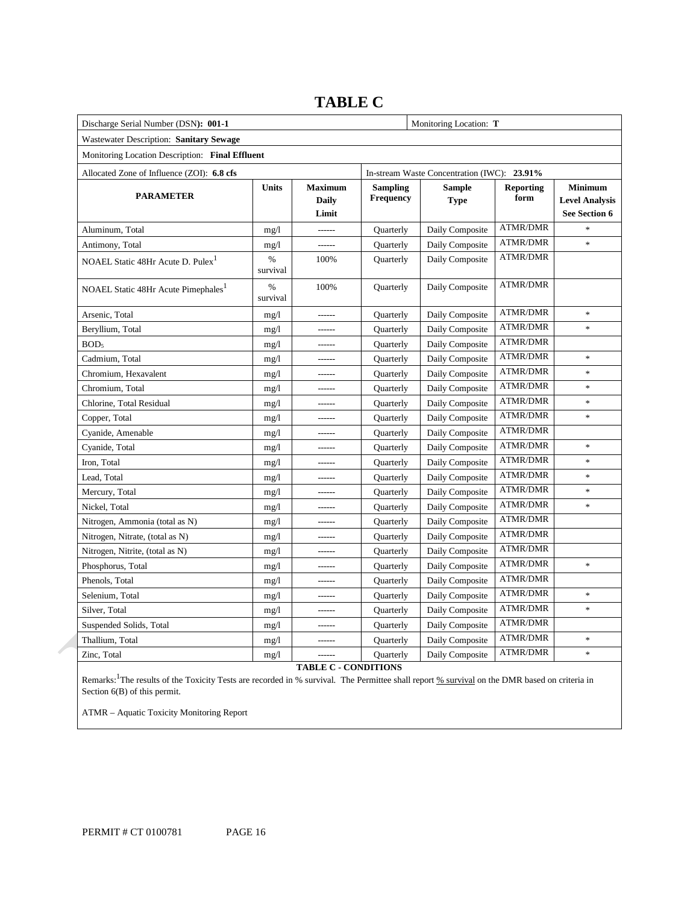# TABLE C

| | | | | | | |
|---|---|---|---|---|---|---|
| Discharge Serial Number (DSN): **001-1** | | | | Monitoring Location: **T** | | |
| Wastewater Description: **Sanitary Sewage** | | | | | | |
| Monitoring Location Description: **Final Effluent** | | | | | | |
| Allocated Zone of Influence (ZOI): **6.8 cfs** | | | In-stream Waste Concentration (IWC): **23.91%** | | | |
| **PARAMETER** | **Units** | **Maximum Daily Limit** | **Sampling Frequency** | **Sample Type** | **Reporting form** | **Minimum Level Analysis See Section 6** |
| Aluminum, Total | mg/l | ------ | Quarterly | Daily Composite | ATMR/DMR | * |
| Antimony, Total | mg/l | ------ | Quarterly | Daily Composite | ATMR/DMR | * |
| NOAEL Static 48Hr Acute D. Pulex[1] | % survival | 100% | Quarterly | Daily Composite | ATMR/DMR | |
| NOAEL Static 48Hr Acute Pimephales[1] | % survival | 100% | Quarterly | Daily Composite | ATMR/DMR | |
| Arsenic, Total | mg/l | ------ | Quarterly | Daily Composite | ATMR/DMR | * |
| Beryllium, Total | mg/l | ------ | Quarterly | Daily Composite | ATMR/DMR | * |
| $BOD_5$ | mg/l | ------ | Quarterly | Daily Composite | ATMR/DMR | |
| Cadmium, Total | mg/l | ------ | Quarterly | Daily Composite | ATMR/DMR | * |
| Chromium, Hexavalent | mg/l | ------ | Quarterly | Daily Composite | ATMR/DMR | * |
| Chromium, Total | mg/l | ------ | Quarterly | Daily Composite | ATMR/DMR | * |
| Chlorine, Total Residual | mg/l | ------ | Quarterly | Daily Composite | ATMR/DMR | * |
| Copper, Total | mg/l | ------ | Quarterly | Daily Composite | ATMR/DMR | * |
| Cyanide, Amenable | mg/l | ------ | Quarterly | Daily Composite | ATMR/DMR | |
| Cyanide, Total | mg/l | ------ | Quarterly | Daily Composite | ATMR/DMR | * |
| Iron, Total | mg/l | ------ | Quarterly | Daily Composite | ATMR/DMR | * |
| Lead, Total | mg/l | ------ | Quarterly | Daily Composite | ATMR/DMR | * |
| Mercury, Total | mg/l | ------ | Quarterly | Daily Composite | ATMR/DMR | * |
| Nickel, Total | mg/l | ------ | Quarterly | Daily Composite | ATMR/DMR | * |
| Nitrogen, Ammonia (total as N) | mg/l | ------ | Quarterly | Daily Composite | ATMR/DMR | |
| Nitrogen, Nitrate, (total as N) | mg/l | ------ | Quarterly | Daily Composite | ATMR/DMR | |
| Nitrogen, Nitrite, (total as N) | mg/l | ------ | Quarterly | Daily Composite | ATMR/DMR | |
| Phosphorus, Total | mg/l | ------ | Quarterly | Daily Composite | ATMR/DMR | * |
| Phenols, Total | mg/l | ------ | Quarterly | Daily Composite | ATMR/DMR | |
| Selenium, Total | mg/l | ------ | Quarterly | Daily Composite | ATMR/DMR | * |
| Silver, Total | mg/l | ------ | Quarterly | Daily Composite | ATMR/DMR | * |
| Suspended Solids, Total | mg/l | ------ | Quarterly | Daily Composite | ATMR/DMR | |
| Thallium, Total | mg/l | ------ | Quarterly | Daily Composite | ATMR/DMR | * |
| Zinc, Total | mg/l | ------ | Quarterly | Daily Composite | ATMR/DMR | * |

**TABLE C - CONDITIONS**

Remarks:[1]The results of the Toxicity Tests are recorded in % survival. The Permittee shall report % survival on the DMR based on criteria in Section 6(B) of this permit.

ATMR – Aquatic Toxicity Monitoring Report

PERMIT # CT 0100781 PAGE 16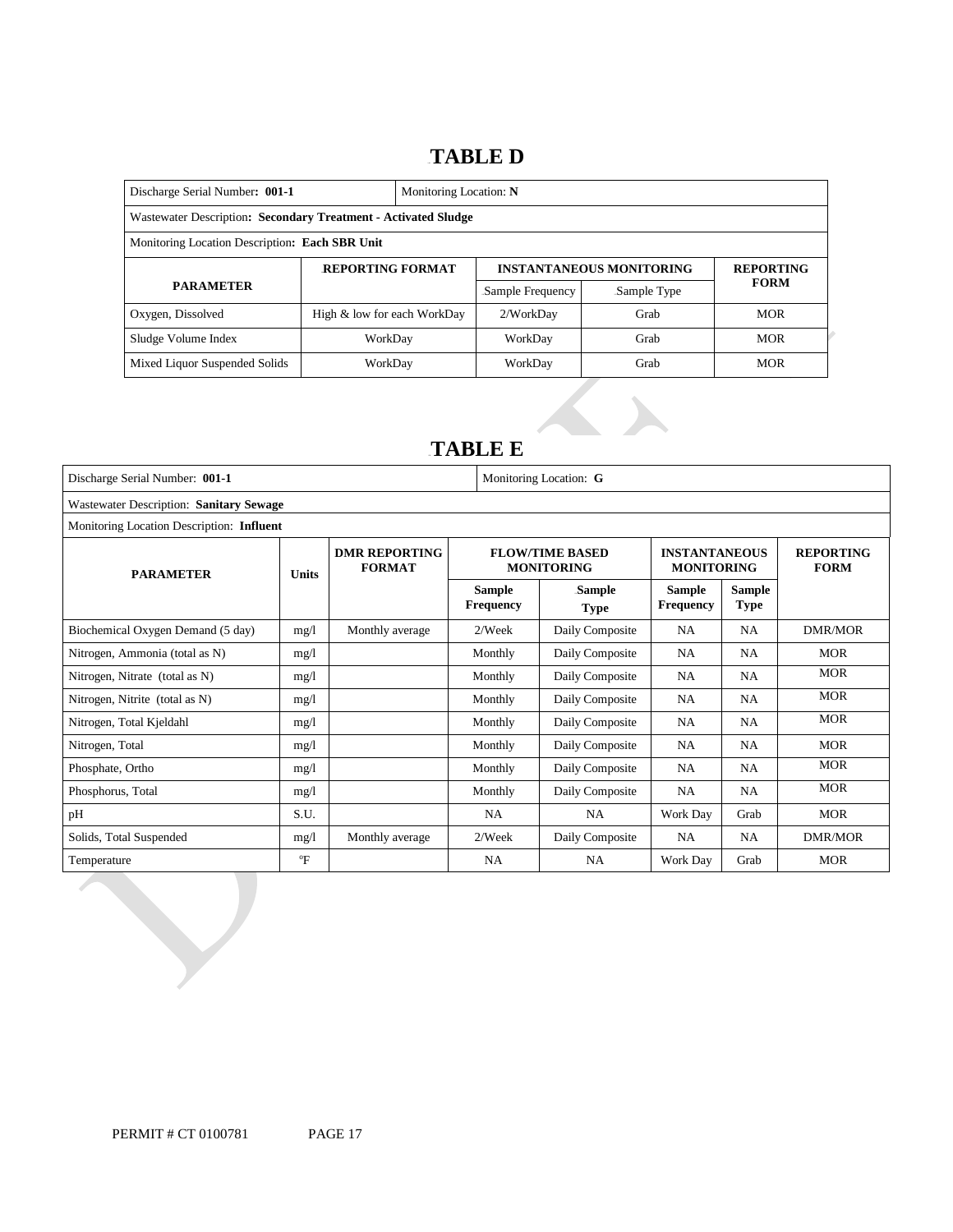# TABLE D

| Discharge Serial Number: **001-1** | Monitoring Location: **N** | | | |
|---|---|---|---|---|
| Wastewater Description**: Secondary Treatment - Activated Sludge** | | | | |
| Monitoring Location Description**: Each SBR Unit** | | | | |
| **PARAMETER** | **REPORTING FORMAT** | **INSTANTANEOUS MONITORING** | | **REPORTING FORM** |
| | | Sample Frequency | Sample Type | |
| Oxygen, Dissolved | High & low for each WorkDay | 2/WorkDay | Grab | MOR |
| Sludge Volume Index | WorkDay | WorkDay | Grab | MOR |
| Mixed Liquor Suspended Solids | WorkDay | WorkDay | Grab | MOR |

# TABLE E

| Discharge Serial Number: **001-1** | | | Monitoring Location: **G** | | | | |
|---|---|---|---|---|---|---|---|
| Wastewater Description: **Sanitary Sewage** | | | | | | | |
| Monitoring Location Description: **Influent** | | | | | | | |
| **PARAMETER** | **Units** | **DMR REPORTING FORMAT** | **FLOW/TIME BASED MONITORING** | | **INSTANTANEOUS MONITORING** | | **REPORTING FORM** |
| | | | **Sample Frequency** | **Sample Type** | **Sample Frequency** | **Sample Type** | |
| Biochemical Oxygen Demand (5 day) | mg/l | Monthly average | 2/Week | Daily Composite | NA | NA | DMR/MOR |
| Nitrogen, Ammonia (total as N) | mg/l | | Monthly | Daily Composite | NA | NA | MOR |
| Nitrogen, Nitrate (total as N) | mg/l | | Monthly | Daily Composite | NA | NA | MOR |
| Nitrogen, Nitrite (total as N) | mg/l | | Monthly | Daily Composite | NA | NA | MOR |
| Nitrogen, Total Kjeldahl | mg/l | | Monthly | Daily Composite | NA | NA | MOR |
| Nitrogen, Total | mg/l | | Monthly | Daily Composite | NA | NA | MOR |
| Phosphate, Ortho | mg/l | | Monthly | Daily Composite | NA | NA | MOR |
| Phosphorus, Total | mg/l | | Monthly | Daily Composite | NA | NA | MOR |
| pH | S.U. | | NA | NA | Work Day | Grab | MOR |
| Solids, Total Suspended | mg/l | Monthly average | 2/Week | Daily Composite | NA | NA | DMR/MOR |
| Temperature | °F | | NA | NA | Work Day | Grab | MOR |

PERMIT # CT 0100781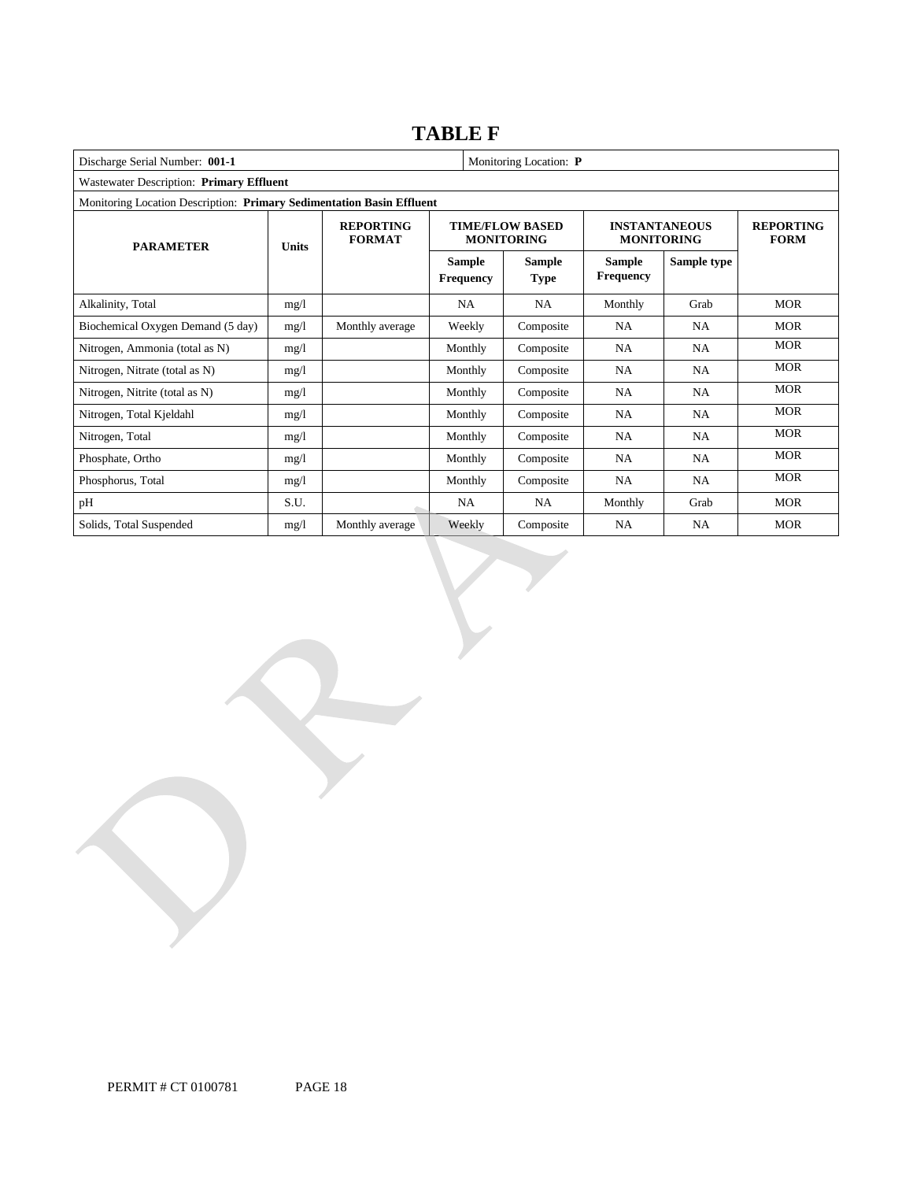# TABLE F

| Discharge Serial Number: **001-1** | | | | Monitoring Location: **P** | | | |
|---|---|---|---|---|---|---|---|
| Wastewater Description: **Primary Effluent** | | | | | | | |
| Monitoring Location Description: **Primary Sedimentation Basin Effluent** | | | | | | | |
| **PARAMETER** | **Units** | **REPORTING FORMAT** | **TIME/FLOW BASED MONITORING** | | **INSTANTANEOUS MONITORING** | | **REPORTING FORM** |
| | | | **Sample Frequency** | **Sample Type** | **Sample Frequency** | **Sample type** | |
| Alkalinity, Total | mg/l | | NA | NA | Monthly | Grab | MOR |
| Biochemical Oxygen Demand (5 day) | mg/l | Monthly average | Weekly | Composite | NA | NA | MOR |
| Nitrogen, Ammonia (total as N) | mg/l | | Monthly | Composite | NA | NA | MOR |
| Nitrogen, Nitrate (total as N) | mg/l | | Monthly | Composite | NA | NA | MOR |
| Nitrogen, Nitrite (total as N) | mg/l | | Monthly | Composite | NA | NA | MOR |
| Nitrogen, Total Kjeldahl | mg/l | | Monthly | Composite | NA | NA | MOR |
| Nitrogen, Total | mg/l | | Monthly | Composite | NA | NA | MOR |
| Phosphate, Ortho | mg/l | | Monthly | Composite | NA | NA | MOR |
| Phosphorus, Total | mg/l | | Monthly | Composite | NA | NA | MOR |
| pH | S.U. | | NA | NA | Monthly | Grab | MOR |
| Solids, Total Suspended | mg/l | Monthly average | Weekly | Composite | NA | NA | MOR |

PERMIT # CT 0100781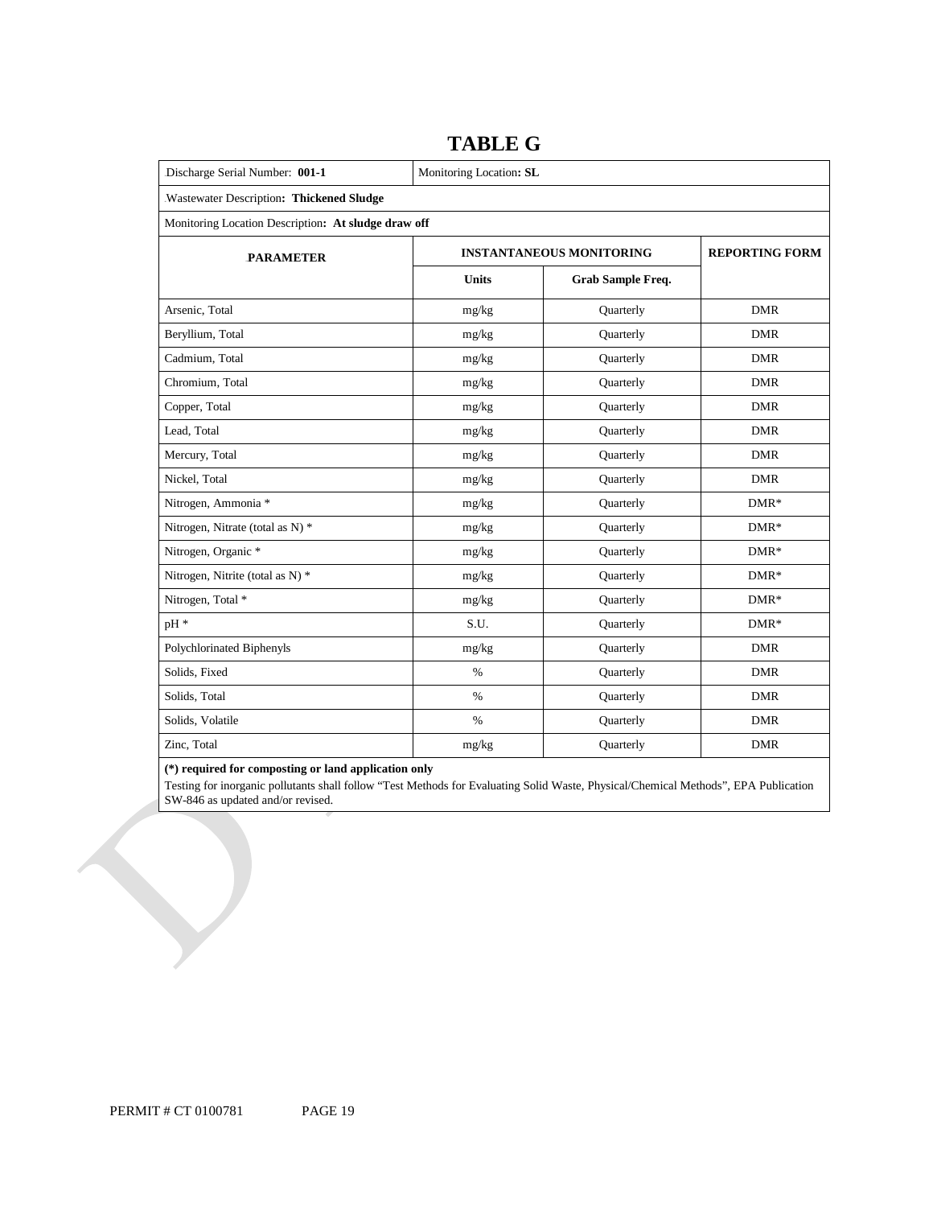# TABLE G

| Discharge Serial Number: **001-1** | Monitoring Location**: SL** | | |
|---|---|---|---|
| Wastewater Description**: Thickened Sludge** | | | |
| Monitoring Location Description**: At sludge draw off** | | | |
| **PARAMETER** | **INSTANTANEOUS MONITORING** | | **REPORTING FORM** |
| | **Units** | **Grab Sample Freq.** | |
| Arsenic, Total | mg/kg | Quarterly | DMR |
| Beryllium, Total | mg/kg | Quarterly | DMR |
| Cadmium, Total | mg/kg | Quarterly | DMR |
| Chromium, Total | mg/kg | Quarterly | DMR |
| Copper, Total | mg/kg | Quarterly | DMR |
| Lead, Total | mg/kg | Quarterly | DMR |
| Mercury, Total | mg/kg | Quarterly | DMR |
| Nickel, Total | mg/kg | Quarterly | DMR |
| Nitrogen, Ammonia * | mg/kg | Quarterly | DMR* |
| Nitrogen, Nitrate (total as N) * | mg/kg | Quarterly | DMR* |
| Nitrogen, Organic * | mg/kg | Quarterly | DMR* |
| Nitrogen, Nitrite (total as N) * | mg/kg | Quarterly | DMR* |
| Nitrogen, Total * | mg/kg | Quarterly | DMR* |
| pH * | S.U. | Quarterly | DMR* |
| Polychlorinated Biphenyls | mg/kg | Quarterly | DMR |
| Solids, Fixed | % | Quarterly | DMR |
| Solids, Total | % | Quarterly | DMR |
| Solids, Volatile | % | Quarterly | DMR |
| Zinc, Total | mg/kg | Quarterly | DMR |

**(*) required for composting or land application only**

Testing for inorganic pollutants shall follow "Test Methods for Evaluating Solid Waste, Physical/Chemical Methods", EPA Publication SW-846 as updated and/or revised.

PERMIT # CT 0100781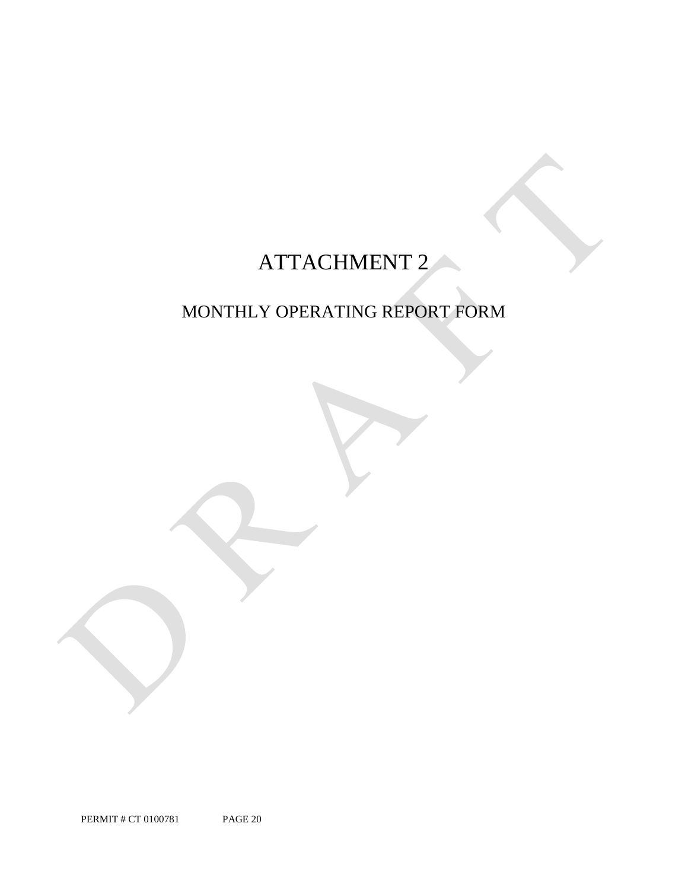# ATTACHMENT 2

## MONTHLY OPERATING REPORT FORM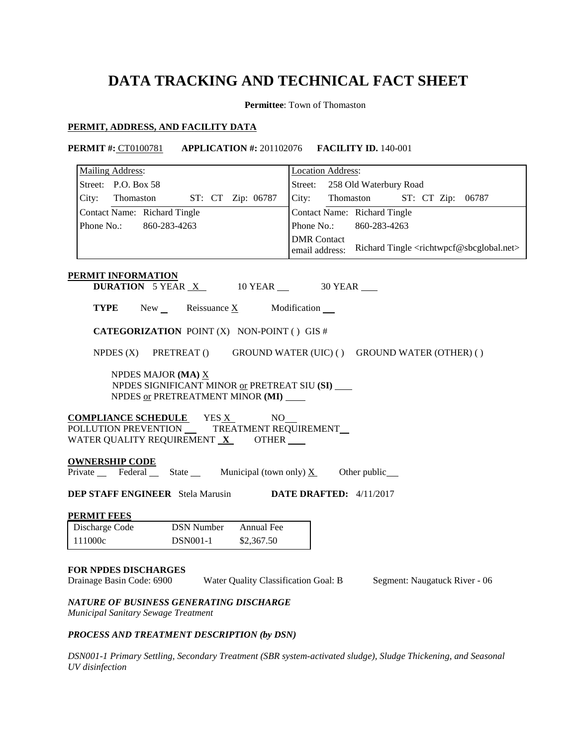# DATA TRACKING AND TECHNICAL FACT SHEET

**Permittee**: Town of Thomaston

**PERMIT, ADDRESS, AND FACILITY DATA**

**PERMIT #:** CT0100781 **APPLICATION #:** 201102076 **FACILITY ID.** 140-001

| Mailing Address: | Location Address: |
|---|---|
| Street: P.O. Box 58 | Street: 258 Old Waterbury Road |
| City: Thomaston ST: CT Zip: 06787 | City: Thomaston ST: CT Zip: 06787 |
| Contact Name: Richard Tingle | Contact Name: Richard Tingle |
| Phone No.: 860-283-4263 | Phone No.: 860-283-4263 |
| | DMR Contact email address: Richard Tingle <richtwpcf@sbcglobal.net> |

**PERMIT INFORMATION**

**DURATION** 5 YEAR X 10 YEAR ___ 30 YEAR ___

**TYPE** New ___ Reissuance X Modification ___

**CATEGORIZATION** POINT (X) NON-POINT ( ) GIS #

NPDES (X) PRETREAT () GROUND WATER (UIC) ( ) GROUND WATER (OTHER) ( )

NPDES MAJOR **(MA)** X
NPDES SIGNIFICANT MINOR or PRETREAT SIU **(SI)** ___
NPDES or PRETREATMENT MINOR **(MI)** ___

**COMPLIANCE SCHEDULE** YES X NO ___
POLLUTION PREVENTION ___ TREATMENT REQUIREMENT ___
WATER QUALITY REQUIREMENT **X** OTHER ___

**OWNERSHIP CODE**
Private ___ Federal ___ State ___ Municipal (town only) X Other public ___

**DEP STAFF ENGINEER** Stela Marusin **DATE DRAFTED:** 4/11/2017

**PERMIT FEES**

| Discharge Code | DSN Number | Annual Fee |
|---|---|---|
| 111000c | DSN001-1 | \$2,367.50 |

**FOR NPDES DISCHARGES**
Drainage Basin Code: 6900 Water Quality Classification Goal: B Segment: Naugatuck River - 06

***NATURE OF BUSINESS GENERATING DISCHARGE***
*Municipal Sanitary Sewage Treatment*

***PROCESS AND TREATMENT DESCRIPTION (by DSN)***

*DSN001-1 Primary Settling, Secondary Treatment (SBR system-activated sludge), Sludge Thickening, and Seasonal UV disinfection*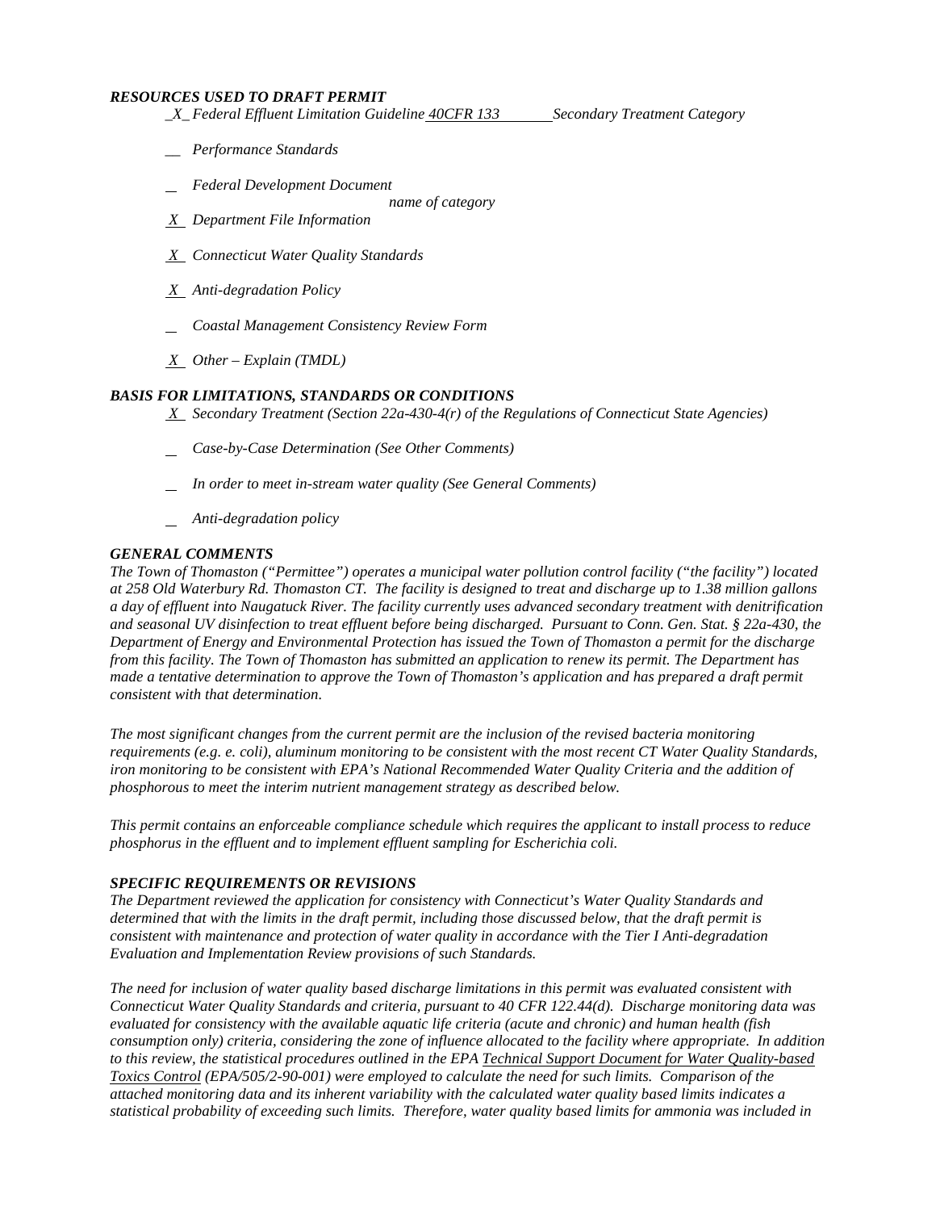***RESOURCES USED TO DRAFT PERMIT***

*_X_ Federal Effluent Limitation Guideline 40CFR 133 Secondary Treatment Category*

*__ Performance Standards*

*_ Federal Development Document*
*name of category*

*X Department File Information*

*X Connecticut Water Quality Standards*

*X Anti-degradation Policy*

*_ Coastal Management Consistency Review Form*

*X Other – Explain (TMDL)*

***BASIS FOR LIMITATIONS, STANDARDS OR CONDITIONS***

*X Secondary Treatment (Section 22a-430-4(r) of the Regulations of Connecticut State Agencies)*

*_ Case-by-Case Determination (See Other Comments)*

*_ In order to meet in-stream water quality (See General Comments)*

*_ Anti-degradation policy*

***GENERAL COMMENTS***

*The Town of Thomaston ("Permittee") operates a municipal water pollution control facility ("the facility") located at 258 Old Waterbury Rd. Thomaston CT. The facility is designed to treat and discharge up to 1.38 million gallons a day of effluent into Naugatuck River. The facility currently uses advanced secondary treatment with denitrification and seasonal UV disinfection to treat effluent before being discharged. Pursuant to Conn. Gen. Stat. § 22a-430, the Department of Energy and Environmental Protection has issued the Town of Thomaston a permit for the discharge from this facility. The Town of Thomaston has submitted an application to renew its permit. The Department has made a tentative determination to approve the Town of Thomaston's application and has prepared a draft permit consistent with that determination.*

*The most significant changes from the current permit are the inclusion of the revised bacteria monitoring requirements (e.g. e. coli), aluminum monitoring to be consistent with the most recent CT Water Quality Standards, iron monitoring to be consistent with EPA's National Recommended Water Quality Criteria and the addition of phosphorous to meet the interim nutrient management strategy as described below.*

*This permit contains an enforceable compliance schedule which requires the applicant to install process to reduce phosphorus in the effluent and to implement effluent sampling for Escherichia coli.*

***SPECIFIC REQUIREMENTS OR REVISIONS***

*The Department reviewed the application for consistency with Connecticut's Water Quality Standards and determined that with the limits in the draft permit, including those discussed below, that the draft permit is consistent with maintenance and protection of water quality in accordance with the Tier I Anti-degradation Evaluation and Implementation Review provisions of such Standards.*

*The need for inclusion of water quality based discharge limitations in this permit was evaluated consistent with Connecticut Water Quality Standards and criteria, pursuant to 40 CFR 122.44(d). Discharge monitoring data was evaluated for consistency with the available aquatic life criteria (acute and chronic) and human health (fish consumption only) criteria, considering the zone of influence allocated to the facility where appropriate. In addition to this review, the statistical procedures outlined in the EPA Technical Support Document for Water Quality-based Toxics Control (EPA/505/2-90-001) were employed to calculate the need for such limits. Comparison of the attached monitoring data and its inherent variability with the calculated water quality based limits indicates a statistical probability of exceeding such limits. Therefore, water quality based limits for ammonia was included in*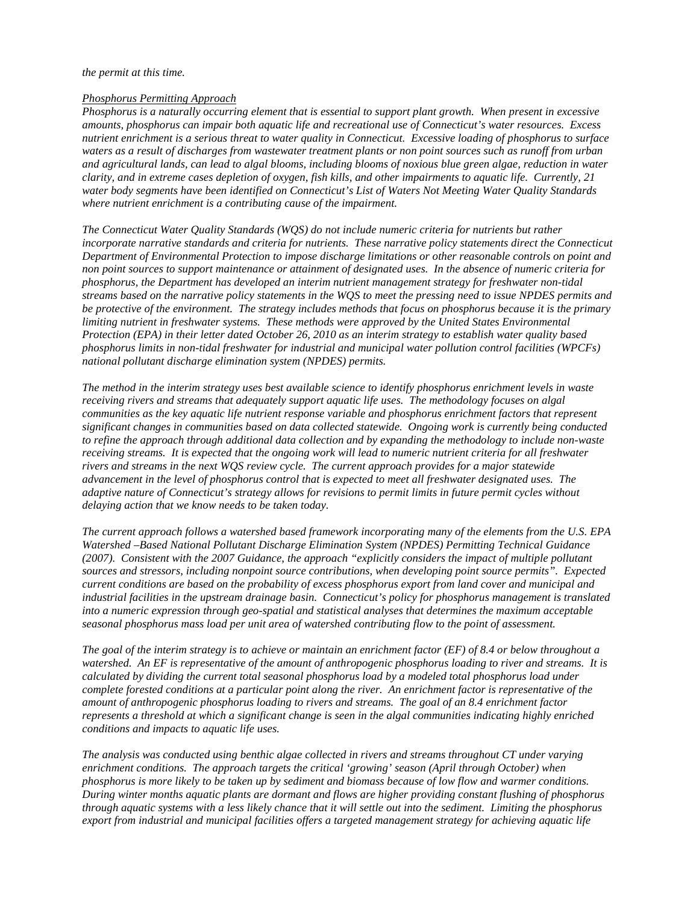*the permit at this time.*

*Phosphorus Permitting Approach*

*Phosphorus is a naturally occurring element that is essential to support plant growth. When present in excessive amounts, phosphorus can impair both aquatic life and recreational use of Connecticut's water resources. Excess nutrient enrichment is a serious threat to water quality in Connecticut. Excessive loading of phosphorus to surface waters as a result of discharges from wastewater treatment plants or non point sources such as runoff from urban and agricultural lands, can lead to algal blooms, including blooms of noxious blue green algae, reduction in water clarity, and in extreme cases depletion of oxygen, fish kills, and other impairments to aquatic life. Currently, 21 water body segments have been identified on Connecticut's List of Waters Not Meeting Water Quality Standards where nutrient enrichment is a contributing cause of the impairment.*

*The Connecticut Water Quality Standards (WQS) do not include numeric criteria for nutrients but rather incorporate narrative standards and criteria for nutrients. These narrative policy statements direct the Connecticut Department of Environmental Protection to impose discharge limitations or other reasonable controls on point and non point sources to support maintenance or attainment of designated uses. In the absence of numeric criteria for phosphorus, the Department has developed an interim nutrient management strategy for freshwater non-tidal streams based on the narrative policy statements in the WQS to meet the pressing need to issue NPDES permits and be protective of the environment. The strategy includes methods that focus on phosphorus because it is the primary limiting nutrient in freshwater systems. These methods were approved by the United States Environmental Protection (EPA) in their letter dated October 26, 2010 as an interim strategy to establish water quality based phosphorus limits in non-tidal freshwater for industrial and municipal water pollution control facilities (WPCFs) national pollutant discharge elimination system (NPDES) permits.*

*The method in the interim strategy uses best available science to identify phosphorus enrichment levels in waste receiving rivers and streams that adequately support aquatic life uses. The methodology focuses on algal communities as the key aquatic life nutrient response variable and phosphorus enrichment factors that represent significant changes in communities based on data collected statewide. Ongoing work is currently being conducted to refine the approach through additional data collection and by expanding the methodology to include non-waste receiving streams. It is expected that the ongoing work will lead to numeric nutrient criteria for all freshwater rivers and streams in the next WQS review cycle. The current approach provides for a major statewide advancement in the level of phosphorus control that is expected to meet all freshwater designated uses. The adaptive nature of Connecticut's strategy allows for revisions to permit limits in future permit cycles without delaying action that we know needs to be taken today.*

*The current approach follows a watershed based framework incorporating many of the elements from the U.S. EPA Watershed –Based National Pollutant Discharge Elimination System (NPDES) Permitting Technical Guidance (2007). Consistent with the 2007 Guidance, the approach "explicitly considers the impact of multiple pollutant sources and stressors, including nonpoint source contributions, when developing point source permits". Expected current conditions are based on the probability of excess phosphorus export from land cover and municipal and industrial facilities in the upstream drainage basin. Connecticut's policy for phosphorus management is translated into a numeric expression through geo-spatial and statistical analyses that determines the maximum acceptable seasonal phosphorus mass load per unit area of watershed contributing flow to the point of assessment.*

*The goal of the interim strategy is to achieve or maintain an enrichment factor (EF) of 8.4 or below throughout a watershed. An EF is representative of the amount of anthropogenic phosphorus loading to river and streams. It is calculated by dividing the current total seasonal phosphorus load by a modeled total phosphorus load under complete forested conditions at a particular point along the river. An enrichment factor is representative of the amount of anthropogenic phosphorus loading to rivers and streams. The goal of an 8.4 enrichment factor represents a threshold at which a significant change is seen in the algal communities indicating highly enriched conditions and impacts to aquatic life uses.*

*The analysis was conducted using benthic algae collected in rivers and streams throughout CT under varying enrichment conditions. The approach targets the critical 'growing' season (April through October) when phosphorus is more likely to be taken up by sediment and biomass because of low flow and warmer conditions. During winter months aquatic plants are dormant and flows are higher providing constant flushing of phosphorus through aquatic systems with a less likely chance that it will settle out into the sediment. Limiting the phosphorus export from industrial and municipal facilities offers a targeted management strategy for achieving aquatic life*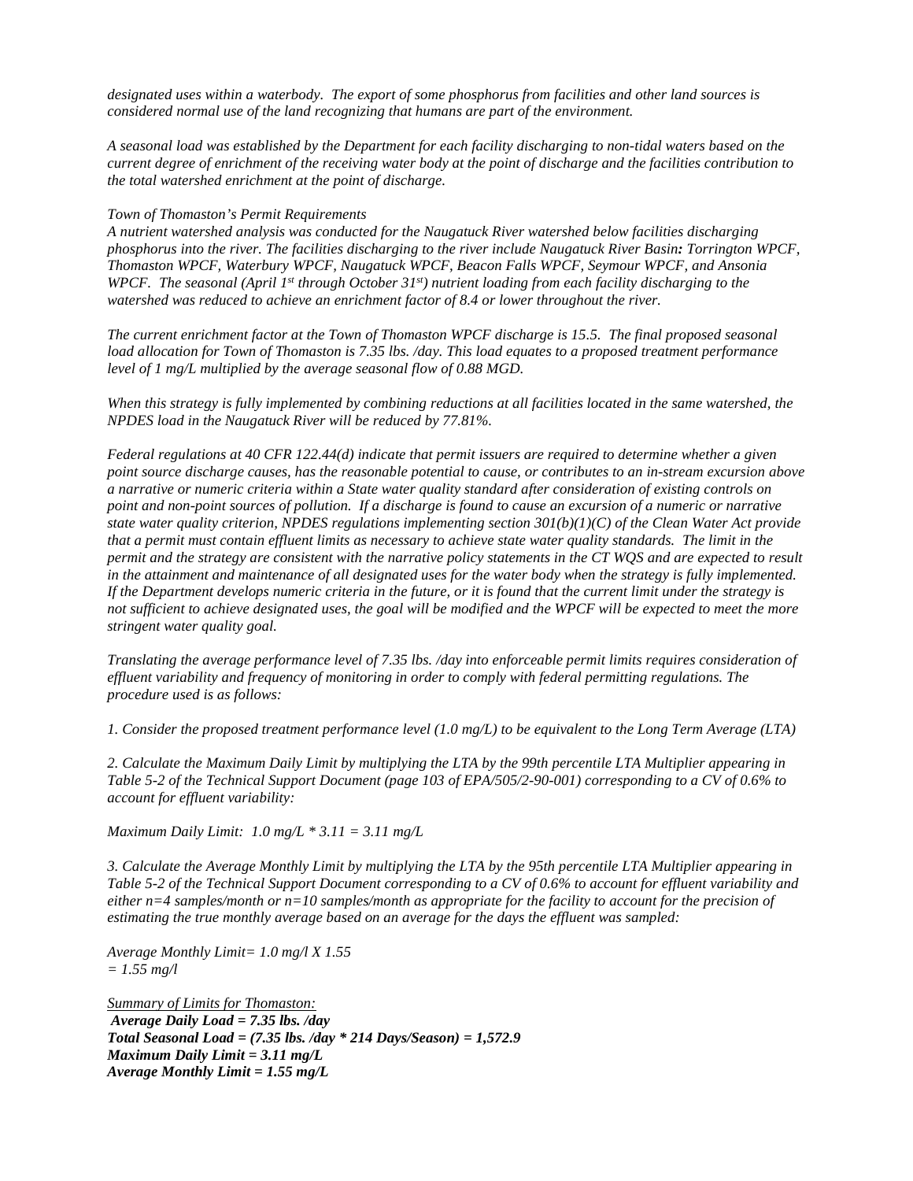*designated uses within a waterbody. The export of some phosphorus from facilities and other land sources is considered normal use of the land recognizing that humans are part of the environment.*

*A seasonal load was established by the Department for each facility discharging to non-tidal waters based on the current degree of enrichment of the receiving water body at the point of discharge and the facilities contribution to the total watershed enrichment at the point of discharge.*

*Town of Thomaston's Permit Requirements*
*A nutrient watershed analysis was conducted for the Naugatuck River watershed below facilities discharging phosphorus into the river. The facilities discharging to the river include Naugatuck River Basin**:** Torrington WPCF, Thomaston WPCF, Waterbury WPCF, Naugatuck WPCF, Beacon Falls WPCF, Seymour WPCF, and Ansonia WPCF. The seasonal (April 1st through October 31st) nutrient loading from each facility discharging to the watershed was reduced to achieve an enrichment factor of 8.4 or lower throughout the river.*

*The current enrichment factor at the Town of Thomaston WPCF discharge is 15.5. The final proposed seasonal load allocation for Town of Thomaston is 7.35 lbs. /day. This load equates to a proposed treatment performance level of 1 mg/L multiplied by the average seasonal flow of 0.88 MGD.*

*When this strategy is fully implemented by combining reductions at all facilities located in the same watershed, the NPDES load in the Naugatuck River will be reduced by 77.81%.*

*Federal regulations at 40 CFR 122.44(d) indicate that permit issuers are required to determine whether a given point source discharge causes, has the reasonable potential to cause, or contributes to an in-stream excursion above a narrative or numeric criteria within a State water quality standard after consideration of existing controls on point and non-point sources of pollution. If a discharge is found to cause an excursion of a numeric or narrative state water quality criterion, NPDES regulations implementing section 301(b)(1)(C) of the Clean Water Act provide that a permit must contain effluent limits as necessary to achieve state water quality standards. The limit in the permit and the strategy are consistent with the narrative policy statements in the CT WQS and are expected to result in the attainment and maintenance of all designated uses for the water body when the strategy is fully implemented. If the Department develops numeric criteria in the future, or it is found that the current limit under the strategy is not sufficient to achieve designated uses, the goal will be modified and the WPCF will be expected to meet the more stringent water quality goal.*

*Translating the average performance level of 7.35 lbs. /day into enforceable permit limits requires consideration of effluent variability and frequency of monitoring in order to comply with federal permitting regulations. The procedure used is as follows:*

*1. Consider the proposed treatment performance level (1.0 mg/L) to be equivalent to the Long Term Average (LTA)*

*2. Calculate the Maximum Daily Limit by multiplying the LTA by the 99th percentile LTA Multiplier appearing in Table 5-2 of the Technical Support Document (page 103 of EPA/505/2-90-001) corresponding to a CV of 0.6% to account for effluent variability:*

*Maximum Daily Limit: 1.0 mg/L * 3.11 = 3.11 mg/L*

*3. Calculate the Average Monthly Limit by multiplying the LTA by the 95th percentile LTA Multiplier appearing in Table 5-2 of the Technical Support Document corresponding to a CV of 0.6% to account for effluent variability and either n=4 samples/month or n=10 samples/month as appropriate for the facility to account for the precision of estimating the true monthly average based on an average for the days the effluent was sampled:*

*Average Monthly Limit= 1.0 mg/l X 1.55*
*= 1.55 mg/l*

*Summary of Limits for Thomaston:*
***Average Daily Load = 7.35 lbs. /day***
***Total Seasonal Load = (7.35 lbs. /day * 214 Days/Season) = 1,572.9***
***Maximum Daily Limit = 3.11 mg/L***
***Average Monthly Limit = 1.55 mg/L***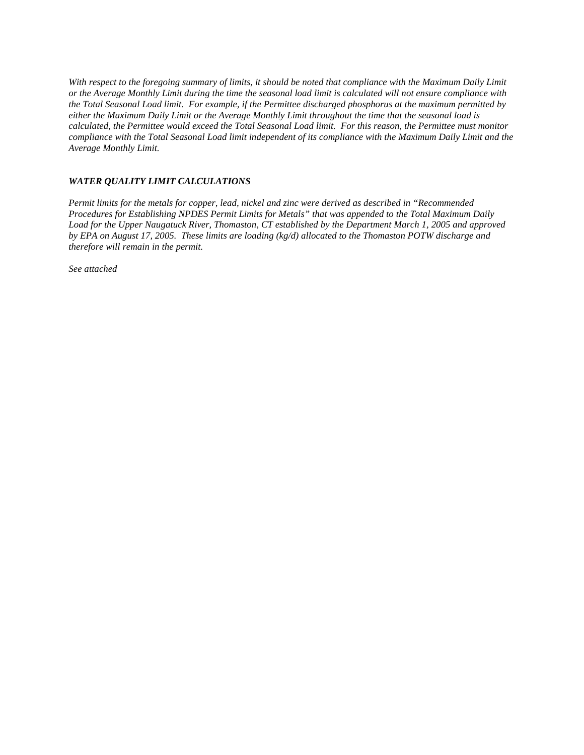*With respect to the foregoing summary of limits, it should be noted that compliance with the Maximum Daily Limit or the Average Monthly Limit during the time the seasonal load limit is calculated will not ensure compliance with the Total Seasonal Load limit. For example, if the Permittee discharged phosphorus at the maximum permitted by either the Maximum Daily Limit or the Average Monthly Limit throughout the time that the seasonal load is calculated, the Permittee would exceed the Total Seasonal Load limit. For this reason, the Permittee must monitor compliance with the Total Seasonal Load limit independent of its compliance with the Maximum Daily Limit and the Average Monthly Limit.*

### *WATER QUALITY LIMIT CALCULATIONS*

*Permit limits for the metals for copper, lead, nickel and zinc were derived as described in "Recommended Procedures for Establishing NPDES Permit Limits for Metals" that was appended to the Total Maximum Daily Load for the Upper Naugatuck River, Thomaston, CT established by the Department March 1, 2005 and approved by EPA on August 17, 2005. These limits are loading (kg/d) allocated to the Thomaston POTW discharge and therefore will remain in the permit.*

*See attached*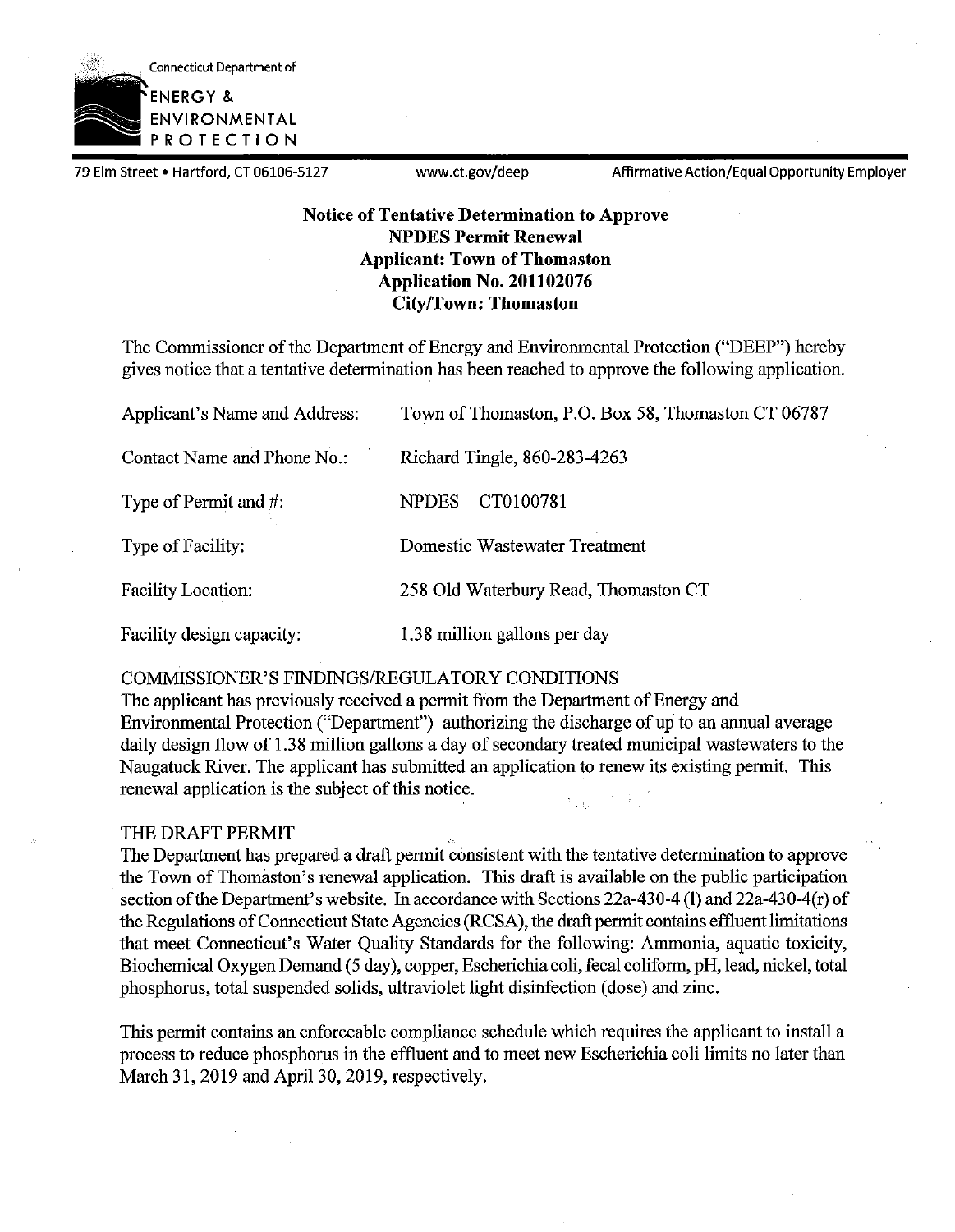Connecticut Department of

ENERGY & ENVIRONMENTAL PROTECTION

79 Elm Street • Hartford, CT 06106-5127 www.ct.gov/deep Affirmative Action/Equal Opportunity Employer

**Notice of Tentative Determination to Approve**
**NPDES Permit Renewal**
**Applicant: Town of Thomaston**
**Application No. 201102076**
**City/Town: Thomaston**

The Commissioner of the Department of Energy and Environmental Protection ("DEEP") hereby gives notice that a tentative determination has been reached to approve the following application.

| | |
|---|---|
| Applicant's Name and Address: | Town of Thomaston, P.O. Box 58, Thomaston CT 06787 |
| Contact Name and Phone No.: | Richard Tingle, 860-283-4263 |
| Type of Permit and #: | NPDES – CT0100781 |
| Type of Facility: | Domestic Wastewater Treatment |
| Facility Location: | 258 Old Waterbury Read, Thomaston CT |
| Facility design capacity: | 1.38 million gallons per day |

COMMISSIONER'S FINDINGS/REGULATORY CONDITIONS

The applicant has previously received a permit from the Department of Energy and Environmental Protection ("Department") authorizing the discharge of up to an annual average daily design flow of 1.38 million gallons a day of secondary treated municipal wastewaters to the Naugatuck River. The applicant has submitted an application to renew its existing permit. This renewal application is the subject of this notice.

THE DRAFT PERMIT

The Department has prepared a draft permit consistent with the tentative determination to approve the Town of Thomaston's renewal application. This draft is available on the public participation section of the Department's website. In accordance with Sections 22a-430-4 (l) and 22a-430-4(r) of the Regulations of Connecticut State Agencies (RCSA), the draft permit contains effluent limitations that meet Connecticut's Water Quality Standards for the following: Ammonia, aquatic toxicity, Biochemical Oxygen Demand (5 day), copper, Escherichia coli, fecal coliform, pH, lead, nickel, total phosphorus, total suspended solids, ultraviolet light disinfection (dose) and zinc.

This permit contains an enforceable compliance schedule which requires the applicant to install a process to reduce phosphorus in the effluent and to meet new Escherichia coli limits no later than March 31, 2019 and April 30, 2019, respectively.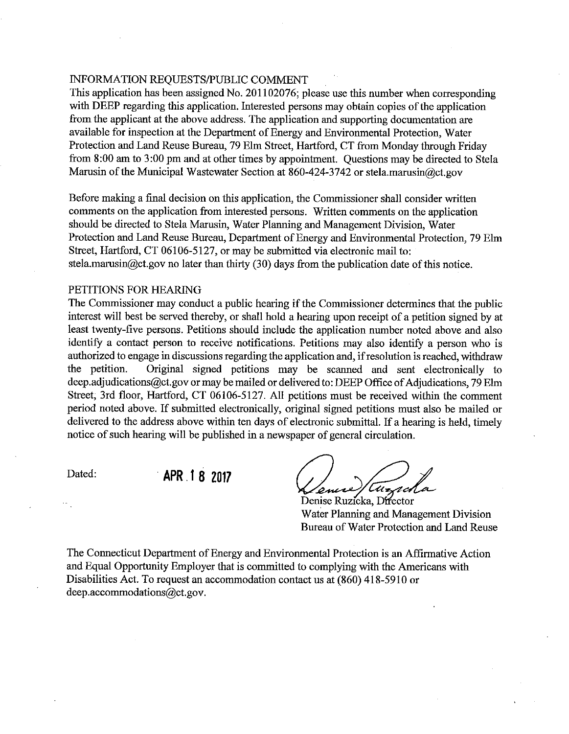## INFORMATION REQUESTS/PUBLIC COMMENT

This application has been assigned No. 201102076; please use this number when corresponding with DEEP regarding this application. Interested persons may obtain copies of the application from the applicant at the above address. The application and supporting documentation are available for inspection at the Department of Energy and Environmental Protection, Water Protection and Land Reuse Bureau, 79 Elm Street, Hartford, CT from Monday through Friday from 8:00 am to 3:00 pm and at other times by appointment. Questions may be directed to Stela Marusin of the Municipal Wastewater Section at 860-424-3742 or stela.marusin@ct.gov

Before making a final decision on this application, the Commissioner shall consider written comments on the application from interested persons. Written comments on the application should be directed to Stela Marusin, Water Planning and Management Division, Water Protection and Land Reuse Bureau, Department of Energy and Environmental Protection, 79 Elm Street, Hartford, CT 06106-5127, or may be submitted via electronic mail to: stela.marusin@ct.gov no later than thirty (30) days from the publication date of this notice.

## PETITIONS FOR HEARING

The Commissioner may conduct a public hearing if the Commissioner determines that the public interest will best be served thereby, or shall hold a hearing upon receipt of a petition signed by at least twenty-five persons. Petitions should include the application number noted above and also identify a contact person to receive notifications. Petitions may also identify a person who is authorized to engage in discussions regarding the application and, if resolution is reached, withdraw the petition. Original signed petitions may be scanned and sent electronically to deep.adjudications@ct.gov or may be mailed or delivered to: DEEP Office of Adjudications, 79 Elm Street, 3rd floor, Hartford, CT 06106-5127. All petitions must be received within the comment period noted above. If submitted electronically, original signed petitions must also be mailed or delivered to the address above within ten days of electronic submittal. If a hearing is held, timely notice of such hearing will be published in a newspaper of general circulation.

Dated: APR 18 2017

Denise Ruzicka, Director
Water Planning and Management Division
Bureau of Water Protection and Land Reuse

The Connecticut Department of Energy and Environmental Protection is an Affirmative Action and Equal Opportunity Employer that is committed to complying with the Americans with Disabilities Act. To request an accommodation contact us at (860) 418-5910 or deep.accommodations@ct.gov.